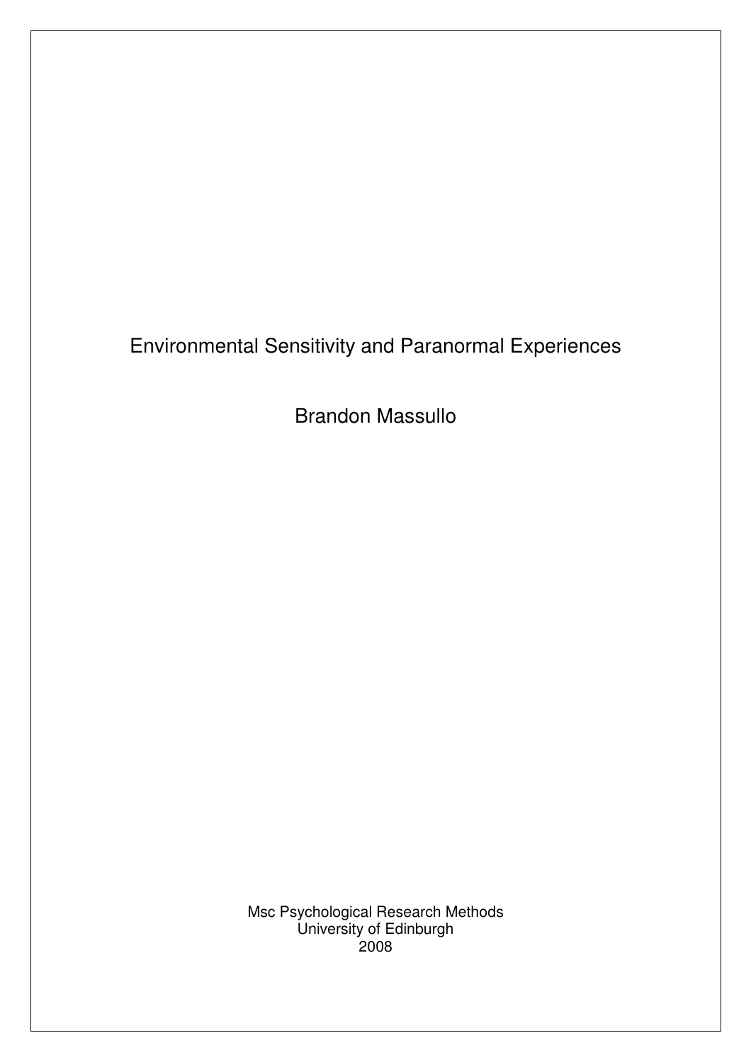# Environmental Sensitivity and Paranormal Experiences

Brandon Massullo

Msc Psychological Research Methods
University of Edinburgh
2008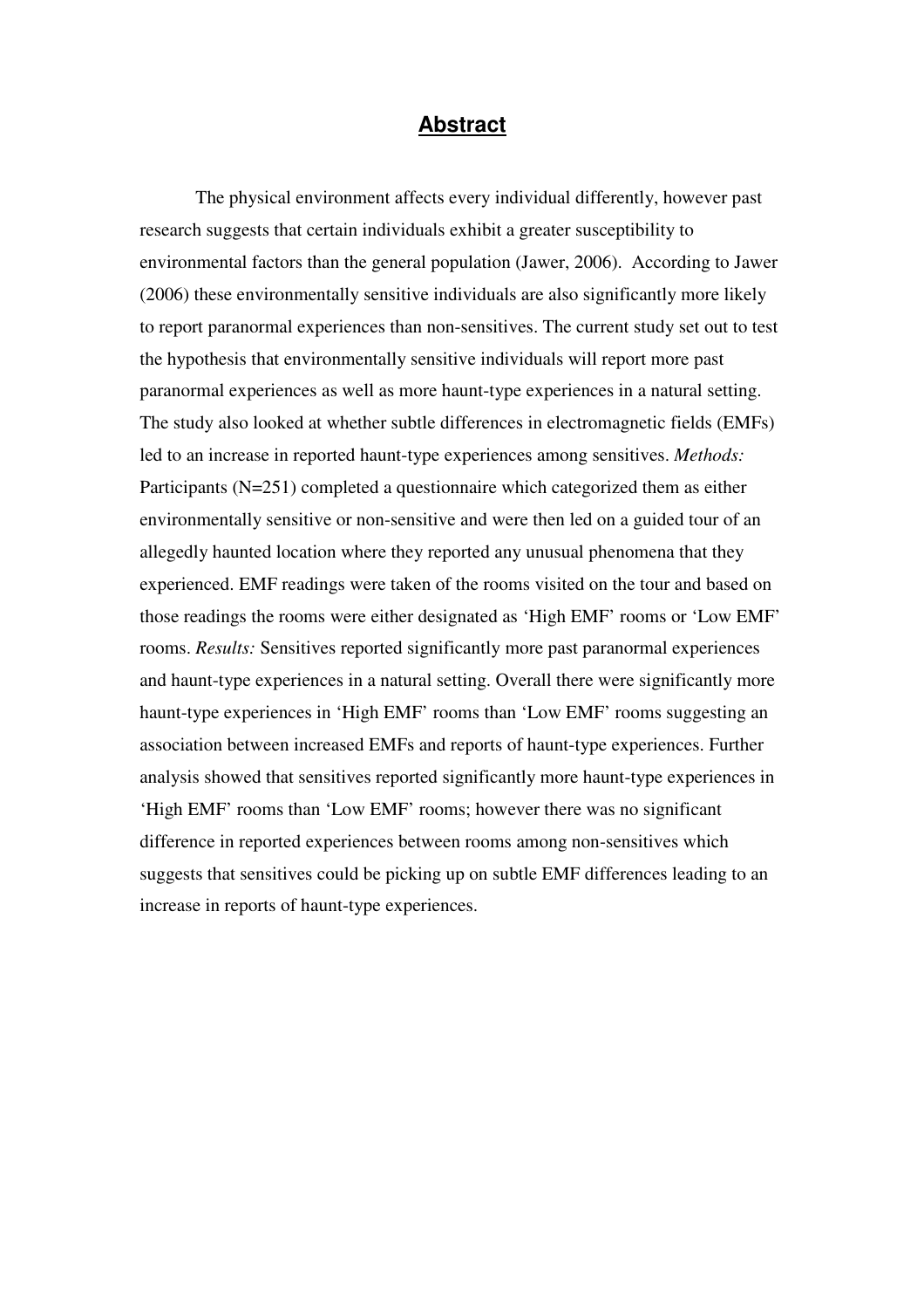## Abstract

The physical environment affects every individual differently, however past research suggests that certain individuals exhibit a greater susceptibility to environmental factors than the general population (Jawer, 2006). According to Jawer (2006) these environmentally sensitive individuals are also significantly more likely to report paranormal experiences than non-sensitives. The current study set out to test the hypothesis that environmentally sensitive individuals will report more past paranormal experiences as well as more haunt-type experiences in a natural setting. The study also looked at whether subtle differences in electromagnetic fields (EMFs) led to an increase in reported haunt-type experiences among sensitives. *Methods:* Participants (N=251) completed a questionnaire which categorized them as either environmentally sensitive or non-sensitive and were then led on a guided tour of an allegedly haunted location where they reported any unusual phenomena that they experienced. EMF readings were taken of the rooms visited on the tour and based on those readings the rooms were either designated as 'High EMF' rooms or 'Low EMF' rooms. *Results:* Sensitives reported significantly more past paranormal experiences and haunt-type experiences in a natural setting. Overall there were significantly more haunt-type experiences in 'High EMF' rooms than 'Low EMF' rooms suggesting an association between increased EMFs and reports of haunt-type experiences. Further analysis showed that sensitives reported significantly more haunt-type experiences in 'High EMF' rooms than 'Low EMF' rooms; however there was no significant difference in reported experiences between rooms among non-sensitives which suggests that sensitives could be picking up on subtle EMF differences leading to an increase in reports of haunt-type experiences.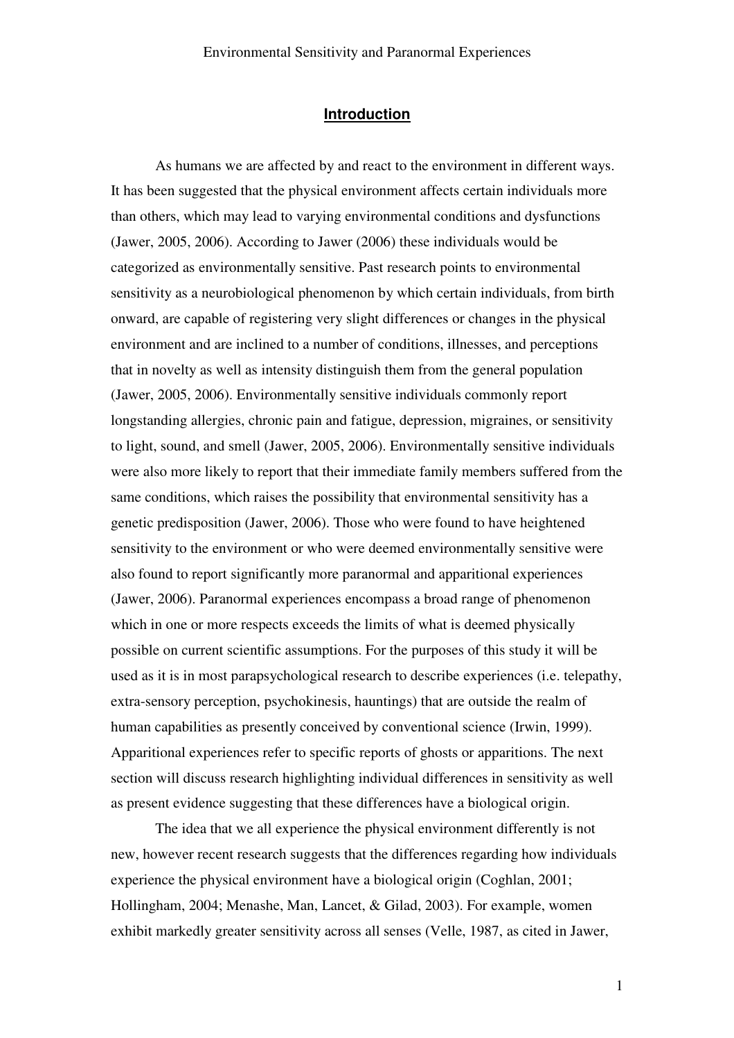## Introduction

As humans we are affected by and react to the environment in different ways. It has been suggested that the physical environment affects certain individuals more than others, which may lead to varying environmental conditions and dysfunctions (Jawer, 2005, 2006). According to Jawer (2006) these individuals would be categorized as environmentally sensitive. Past research points to environmental sensitivity as a neurobiological phenomenon by which certain individuals, from birth onward, are capable of registering very slight differences or changes in the physical environment and are inclined to a number of conditions, illnesses, and perceptions that in novelty as well as intensity distinguish them from the general population (Jawer, 2005, 2006). Environmentally sensitive individuals commonly report longstanding allergies, chronic pain and fatigue, depression, migraines, or sensitivity to light, sound, and smell (Jawer, 2005, 2006). Environmentally sensitive individuals were also more likely to report that their immediate family members suffered from the same conditions, which raises the possibility that environmental sensitivity has a genetic predisposition (Jawer, 2006). Those who were found to have heightened sensitivity to the environment or who were deemed environmentally sensitive were also found to report significantly more paranormal and apparitional experiences (Jawer, 2006). Paranormal experiences encompass a broad range of phenomenon which in one or more respects exceeds the limits of what is deemed physically possible on current scientific assumptions. For the purposes of this study it will be used as it is in most parapsychological research to describe experiences (i.e. telepathy, extra-sensory perception, psychokinesis, hauntings) that are outside the realm of human capabilities as presently conceived by conventional science (Irwin, 1999). Apparitional experiences refer to specific reports of ghosts or apparitions. The next section will discuss research highlighting individual differences in sensitivity as well as present evidence suggesting that these differences have a biological origin.

The idea that we all experience the physical environment differently is not new, however recent research suggests that the differences regarding how individuals experience the physical environment have a biological origin (Coghlan, 2001; Hollingham, 2004; Menashe, Man, Lancet, & Gilad, 2003). For example, women exhibit markedly greater sensitivity across all senses (Velle, 1987, as cited in Jawer,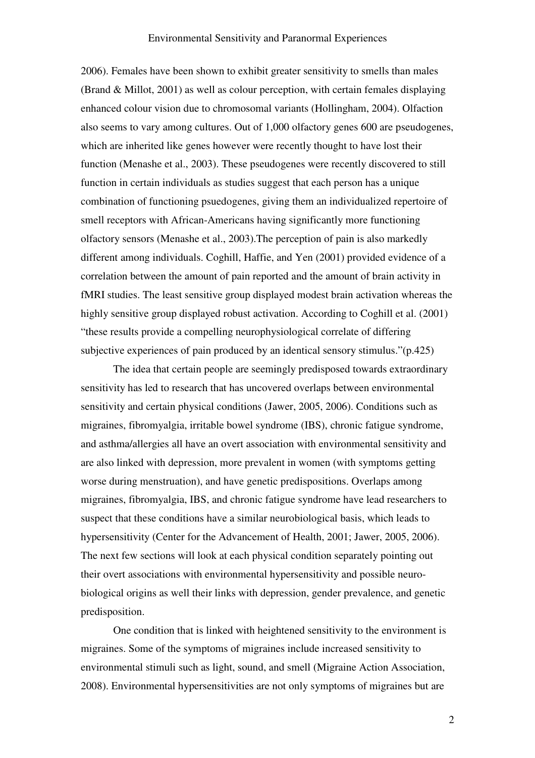2006). Females have been shown to exhibit greater sensitivity to smells than males (Brand & Millot, 2001) as well as colour perception, with certain females displaying enhanced colour vision due to chromosomal variants (Hollingham, 2004). Olfaction also seems to vary among cultures. Out of 1,000 olfactory genes 600 are pseudogenes, which are inherited like genes however were recently thought to have lost their function (Menashe et al., 2003). These pseudogenes were recently discovered to still function in certain individuals as studies suggest that each person has a unique combination of functioning psuedogenes, giving them an individualized repertoire of smell receptors with African-Americans having significantly more functioning olfactory sensors (Menashe et al., 2003).The perception of pain is also markedly different among individuals. Coghill, Haffie, and Yen (2001) provided evidence of a correlation between the amount of pain reported and the amount of brain activity in fMRI studies. The least sensitive group displayed modest brain activation whereas the highly sensitive group displayed robust activation. According to Coghill et al. (2001) "these results provide a compelling neurophysiological correlate of differing subjective experiences of pain produced by an identical sensory stimulus."(p.425)

The idea that certain people are seemingly predisposed towards extraordinary sensitivity has led to research that has uncovered overlaps between environmental sensitivity and certain physical conditions (Jawer, 2005, 2006). Conditions such as migraines, fibromyalgia, irritable bowel syndrome (IBS), chronic fatigue syndrome, and asthma/allergies all have an overt association with environmental sensitivity and are also linked with depression, more prevalent in women (with symptoms getting worse during menstruation), and have genetic predispositions. Overlaps among migraines, fibromyalgia, IBS, and chronic fatigue syndrome have lead researchers to suspect that these conditions have a similar neurobiological basis, which leads to hypersensitivity (Center for the Advancement of Health, 2001; Jawer, 2005, 2006). The next few sections will look at each physical condition separately pointing out their overt associations with environmental hypersensitivity and possible neuro-biological origins as well their links with depression, gender prevalence, and genetic predisposition.

One condition that is linked with heightened sensitivity to the environment is migraines. Some of the symptoms of migraines include increased sensitivity to environmental stimuli such as light, sound, and smell (Migraine Action Association, 2008). Environmental hypersensitivities are not only symptoms of migraines but are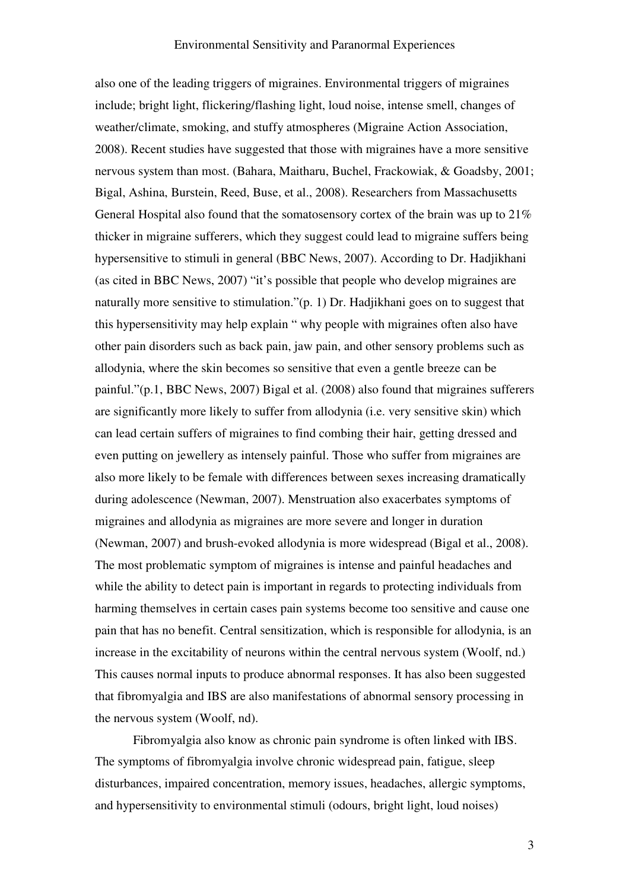also one of the leading triggers of migraines. Environmental triggers of migraines include; bright light, flickering/flashing light, loud noise, intense smell, changes of weather/climate, smoking, and stuffy atmospheres (Migraine Action Association, 2008). Recent studies have suggested that those with migraines have a more sensitive nervous system than most. (Bahara, Maitharu, Buchel, Frackowiak, & Goadsby, 2001; Bigal, Ashina, Burstein, Reed, Buse, et al., 2008). Researchers from Massachusetts General Hospital also found that the somatosensory cortex of the brain was up to 21% thicker in migraine sufferers, which they suggest could lead to migraine suffers being hypersensitive to stimuli in general (BBC News, 2007). According to Dr. Hadjikhani (as cited in BBC News, 2007) "it's possible that people who develop migraines are naturally more sensitive to stimulation."(p. 1) Dr. Hadjikhani goes on to suggest that this hypersensitivity may help explain " why people with migraines often also have other pain disorders such as back pain, jaw pain, and other sensory problems such as allodynia, where the skin becomes so sensitive that even a gentle breeze can be painful."(p.1, BBC News, 2007) Bigal et al. (2008) also found that migraines sufferers are significantly more likely to suffer from allodynia (i.e. very sensitive skin) which can lead certain suffers of migraines to find combing their hair, getting dressed and even putting on jewellery as intensely painful. Those who suffer from migraines are also more likely to be female with differences between sexes increasing dramatically during adolescence (Newman, 2007). Menstruation also exacerbates symptoms of migraines and allodynia as migraines are more severe and longer in duration (Newman, 2007) and brush-evoked allodynia is more widespread (Bigal et al., 2008). The most problematic symptom of migraines is intense and painful headaches and while the ability to detect pain is important in regards to protecting individuals from harming themselves in certain cases pain systems become too sensitive and cause one pain that has no benefit. Central sensitization, which is responsible for allodynia, is an increase in the excitability of neurons within the central nervous system (Woolf, nd.) This causes normal inputs to produce abnormal responses. It has also been suggested that fibromyalgia and IBS are also manifestations of abnormal sensory processing in the nervous system (Woolf, nd).

Fibromyalgia also know as chronic pain syndrome is often linked with IBS. The symptoms of fibromyalgia involve chronic widespread pain, fatigue, sleep disturbances, impaired concentration, memory issues, headaches, allergic symptoms, and hypersensitivity to environmental stimuli (odours, bright light, loud noises)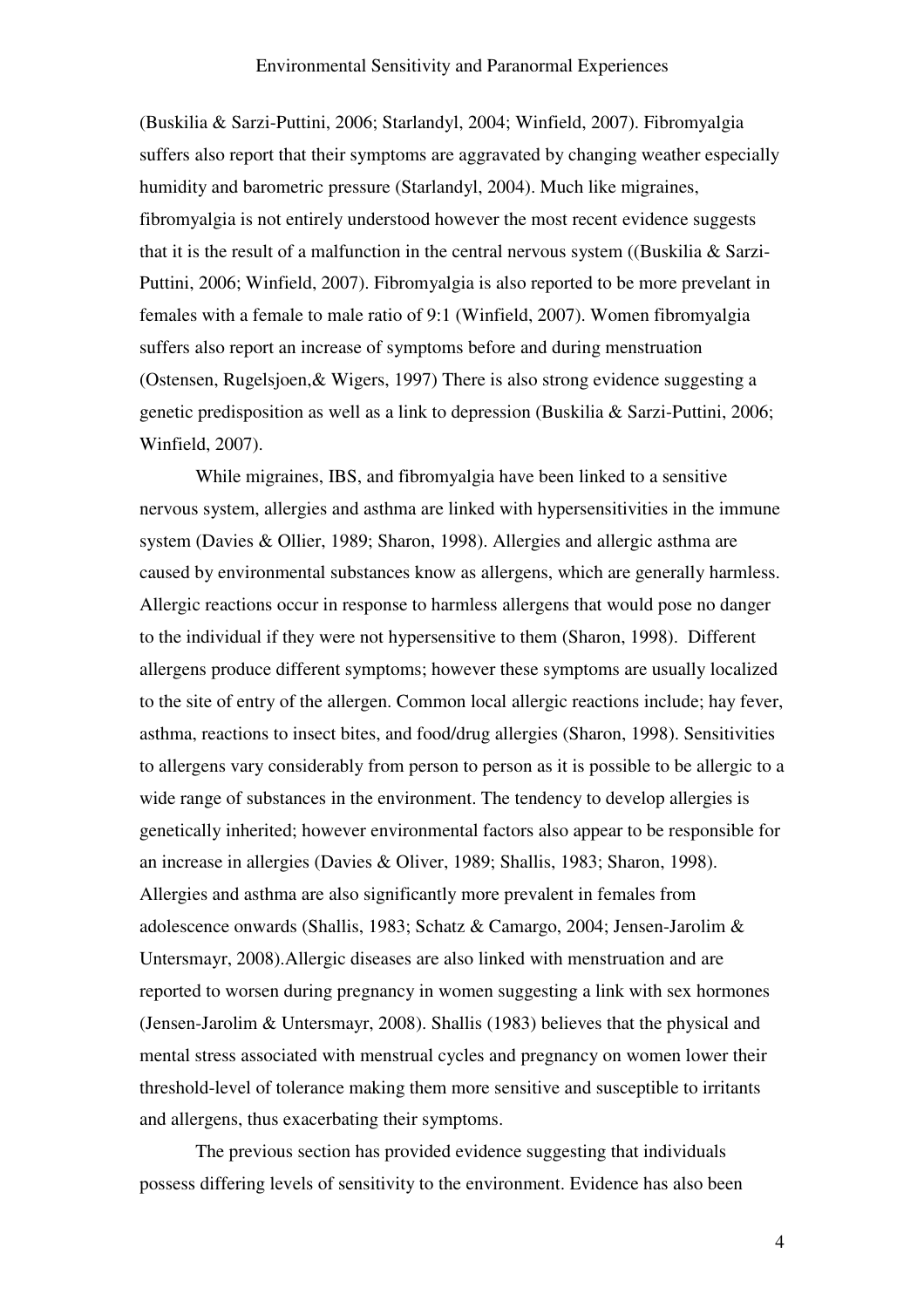(Buskilia & Sarzi-Puttini, 2006; Starlandyl, 2004; Winfield, 2007). Fibromyalgia suffers also report that their symptoms are aggravated by changing weather especially humidity and barometric pressure (Starlandyl, 2004). Much like migraines, fibromyalgia is not entirely understood however the most recent evidence suggests that it is the result of a malfunction in the central nervous system ((Buskilia & Sarzi-Puttini, 2006; Winfield, 2007). Fibromyalgia is also reported to be more prevelant in females with a female to male ratio of 9:1 (Winfield, 2007). Women fibromyalgia suffers also report an increase of symptoms before and during menstruation (Ostensen, Rugelsjoen,& Wigers, 1997) There is also strong evidence suggesting a genetic predisposition as well as a link to depression (Buskilia & Sarzi-Puttini, 2006; Winfield, 2007).

While migraines, IBS, and fibromyalgia have been linked to a sensitive nervous system, allergies and asthma are linked with hypersensitivities in the immune system (Davies & Ollier, 1989; Sharon, 1998). Allergies and allergic asthma are caused by environmental substances know as allergens, which are generally harmless. Allergic reactions occur in response to harmless allergens that would pose no danger to the individual if they were not hypersensitive to them (Sharon, 1998). Different allergens produce different symptoms; however these symptoms are usually localized to the site of entry of the allergen. Common local allergic reactions include; hay fever, asthma, reactions to insect bites, and food/drug allergies (Sharon, 1998). Sensitivities to allergens vary considerably from person to person as it is possible to be allergic to a wide range of substances in the environment. The tendency to develop allergies is genetically inherited; however environmental factors also appear to be responsible for an increase in allergies (Davies & Oliver, 1989; Shallis, 1983; Sharon, 1998). Allergies and asthma are also significantly more prevalent in females from adolescence onwards (Shallis, 1983; Schatz & Camargo, 2004; Jensen-Jarolim & Untersmayr, 2008).Allergic diseases are also linked with menstruation and are reported to worsen during pregnancy in women suggesting a link with sex hormones (Jensen-Jarolim & Untersmayr, 2008). Shallis (1983) believes that the physical and mental stress associated with menstrual cycles and pregnancy on women lower their threshold-level of tolerance making them more sensitive and susceptible to irritants and allergens, thus exacerbating their symptoms.

The previous section has provided evidence suggesting that individuals possess differing levels of sensitivity to the environment. Evidence has also been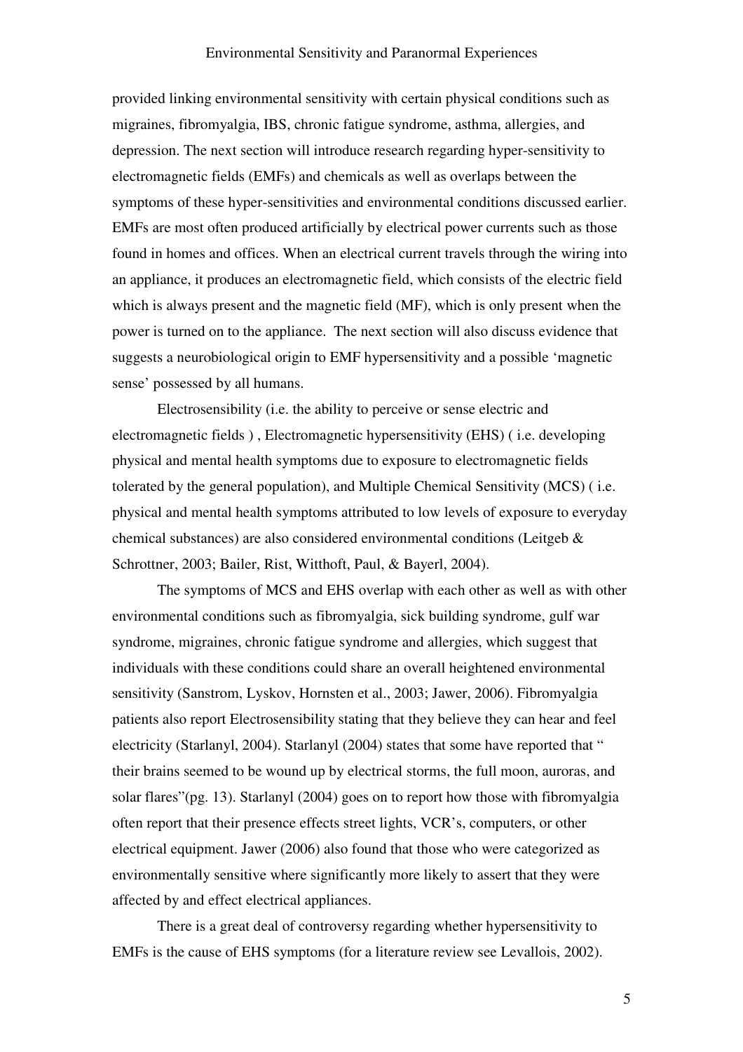provided linking environmental sensitivity with certain physical conditions such as migraines, fibromyalgia, IBS, chronic fatigue syndrome, asthma, allergies, and depression. The next section will introduce research regarding hyper-sensitivity to electromagnetic fields (EMFs) and chemicals as well as overlaps between the symptoms of these hyper-sensitivities and environmental conditions discussed earlier. EMFs are most often produced artificially by electrical power currents such as those found in homes and offices. When an electrical current travels through the wiring into an appliance, it produces an electromagnetic field, which consists of the electric field which is always present and the magnetic field (MF), which is only present when the power is turned on to the appliance.  The next section will also discuss evidence that suggests a neurobiological origin to EMF hypersensitivity and a possible 'magnetic sense' possessed by all humans.

Electrosensibility (i.e. the ability to perceive or sense electric and electromagnetic fields ) , Electromagnetic hypersensitivity (EHS) ( i.e. developing physical and mental health symptoms due to exposure to electromagnetic fields tolerated by the general population), and Multiple Chemical Sensitivity (MCS) ( i.e. physical and mental health symptoms attributed to low levels of exposure to everyday chemical substances) are also considered environmental conditions (Leitgeb & Schrottner, 2003; Bailer, Rist, Witthoft, Paul, & Bayerl, 2004).

The symptoms of MCS and EHS overlap with each other as well as with other environmental conditions such as fibromyalgia, sick building syndrome, gulf war syndrome, migraines, chronic fatigue syndrome and allergies, which suggest that individuals with these conditions could share an overall heightened environmental sensitivity (Sanstrom, Lyskov, Hornsten et al., 2003; Jawer, 2006). Fibromyalgia patients also report Electrosensibility stating that they believe they can hear and feel electricity (Starlanyl, 2004). Starlanyl (2004) states that some have reported that " their brains seemed to be wound up by electrical storms, the full moon, auroras, and solar flares"(pg. 13). Starlanyl (2004) goes on to report how those with fibromyalgia often report that their presence effects street lights, VCR's, computers, or other electrical equipment. Jawer (2006) also found that those who were categorized as environmentally sensitive where significantly more likely to assert that they were affected by and effect electrical appliances.

There is a great deal of controversy regarding whether hypersensitivity to EMFs is the cause of EHS symptoms (for a literature review see Levallois, 2002).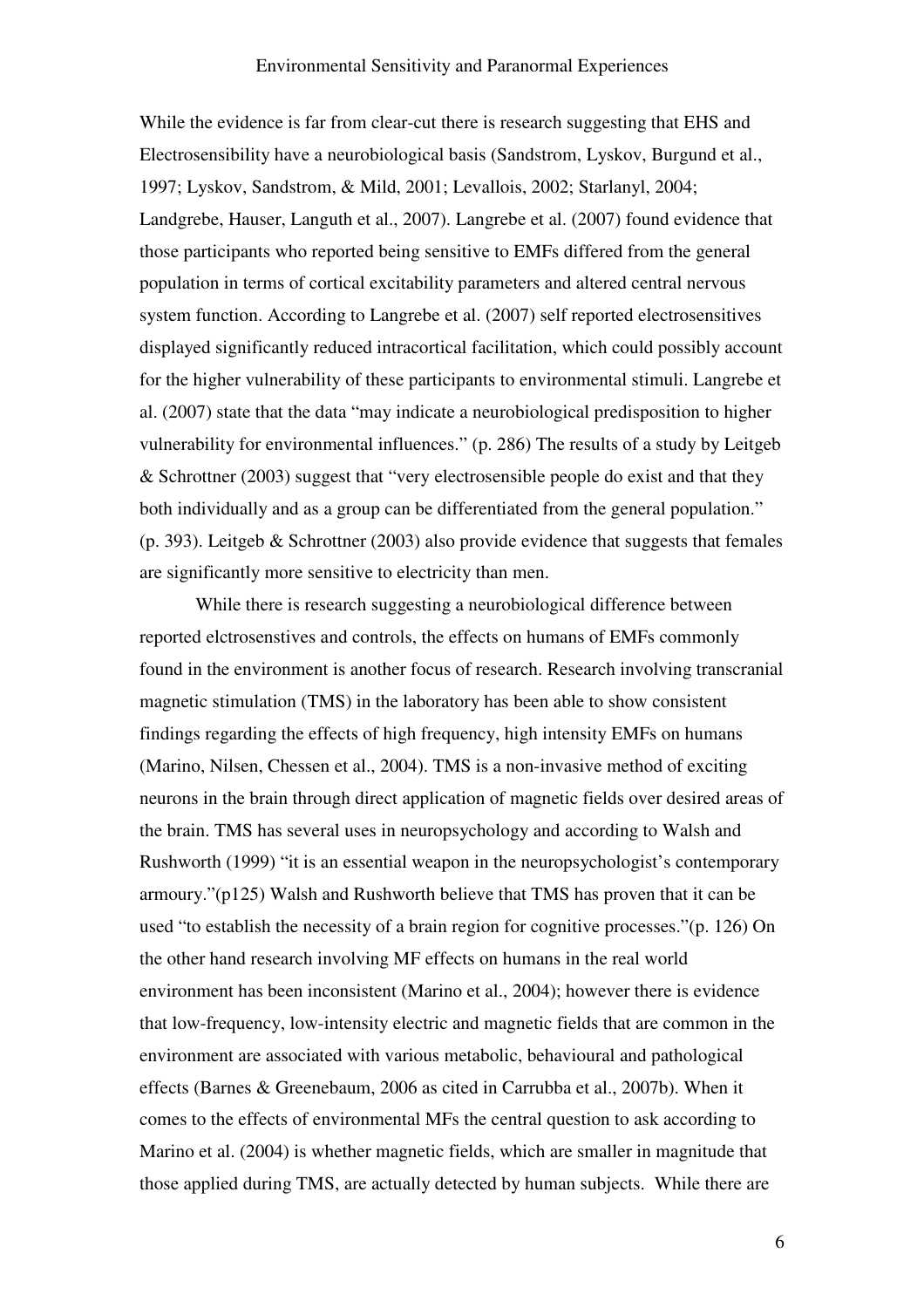While the evidence is far from clear-cut there is research suggesting that EHS and Electrosensibility have a neurobiological basis (Sandstrom, Lyskov, Burgund et al., 1997; Lyskov, Sandstrom, & Mild, 2001; Levallois, 2002; Starlanyl, 2004; Landgrebe, Hauser, Languth et al., 2007). Langrebe et al. (2007) found evidence that those participants who reported being sensitive to EMFs differed from the general population in terms of cortical excitability parameters and altered central nervous system function. According to Langrebe et al. (2007) self reported electrosensitives displayed significantly reduced intracortical facilitation, which could possibly account for the higher vulnerability of these participants to environmental stimuli. Langrebe et al. (2007) state that the data "may indicate a neurobiological predisposition to higher vulnerability for environmental influences." (p. 286) The results of a study by Leitgeb & Schrottner (2003) suggest that "very electrosensible people do exist and that they both individually and as a group can be differentiated from the general population." (p. 393). Leitgeb & Schrottner (2003) also provide evidence that suggests that females are significantly more sensitive to electricity than men.

While there is research suggesting a neurobiological difference between reported elctrosenstives and controls, the effects on humans of EMFs commonly found in the environment is another focus of research. Research involving transcranial magnetic stimulation (TMS) in the laboratory has been able to show consistent findings regarding the effects of high frequency, high intensity EMFs on humans (Marino, Nilsen, Chessen et al., 2004). TMS is a non-invasive method of exciting neurons in the brain through direct application of magnetic fields over desired areas of the brain. TMS has several uses in neuropsychology and according to Walsh and Rushworth (1999) "it is an essential weapon in the neuropsychologist's contemporary armoury."(p125) Walsh and Rushworth believe that TMS has proven that it can be used "to establish the necessity of a brain region for cognitive processes."(p. 126) On the other hand research involving MF effects on humans in the real world environment has been inconsistent (Marino et al., 2004); however there is evidence that low-frequency, low-intensity electric and magnetic fields that are common in the environment are associated with various metabolic, behavioural and pathological effects (Barnes & Greenebaum, 2006 as cited in Carrubba et al., 2007b). When it comes to the effects of environmental MFs the central question to ask according to Marino et al. (2004) is whether magnetic fields, which are smaller in magnitude that those applied during TMS, are actually detected by human subjects. While there are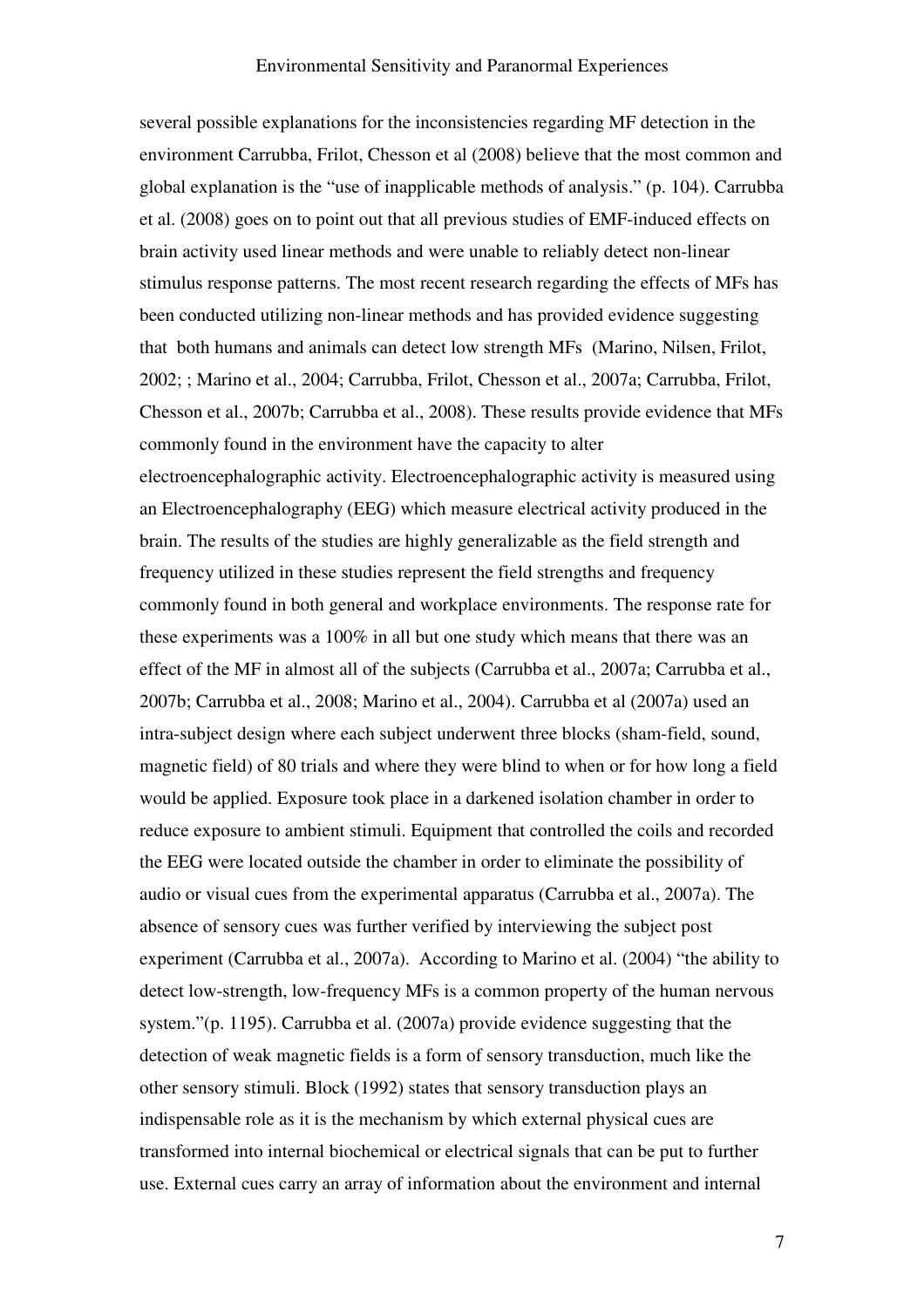several possible explanations for the inconsistencies regarding MF detection in the environment Carrubba, Frilot, Chesson et al (2008) believe that the most common and global explanation is the "use of inapplicable methods of analysis." (p. 104). Carrubba et al. (2008) goes on to point out that all previous studies of EMF-induced effects on brain activity used linear methods and were unable to reliably detect non-linear stimulus response patterns. The most recent research regarding the effects of MFs has been conducted utilizing non-linear methods and has provided evidence suggesting that both humans and animals can detect low strength MFs (Marino, Nilsen, Frilot, 2002; ; Marino et al., 2004; Carrubba, Frilot, Chesson et al., 2007a; Carrubba, Frilot, Chesson et al., 2007b; Carrubba et al., 2008). These results provide evidence that MFs commonly found in the environment have the capacity to alter electroencephalographic activity. Electroencephalographic activity is measured using an Electroencephalography (EEG) which measure electrical activity produced in the brain. The results of the studies are highly generalizable as the field strength and frequency utilized in these studies represent the field strengths and frequency commonly found in both general and workplace environments. The response rate for these experiments was a 100% in all but one study which means that there was an effect of the MF in almost all of the subjects (Carrubba et al., 2007a; Carrubba et al., 2007b; Carrubba et al., 2008; Marino et al., 2004). Carrubba et al (2007a) used an intra-subject design where each subject underwent three blocks (sham-field, sound, magnetic field) of 80 trials and where they were blind to when or for how long a field would be applied. Exposure took place in a darkened isolation chamber in order to reduce exposure to ambient stimuli. Equipment that controlled the coils and recorded the EEG were located outside the chamber in order to eliminate the possibility of audio or visual cues from the experimental apparatus (Carrubba et al., 2007a). The absence of sensory cues was further verified by interviewing the subject post experiment (Carrubba et al., 2007a). According to Marino et al. (2004) "the ability to detect low-strength, low-frequency MFs is a common property of the human nervous system."(p. 1195). Carrubba et al. (2007a) provide evidence suggesting that the detection of weak magnetic fields is a form of sensory transduction, much like the other sensory stimuli. Block (1992) states that sensory transduction plays an indispensable role as it is the mechanism by which external physical cues are transformed into internal biochemical or electrical signals that can be put to further use. External cues carry an array of information about the environment and internal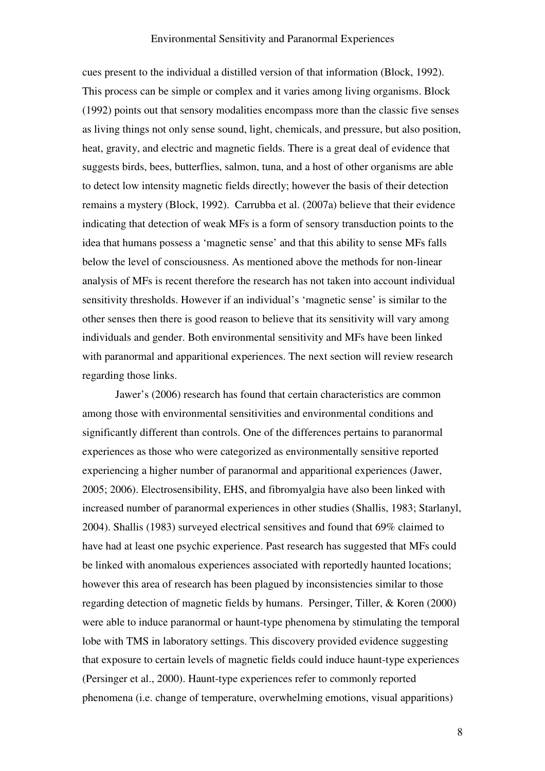cues present to the individual a distilled version of that information (Block, 1992). This process can be simple or complex and it varies among living organisms. Block (1992) points out that sensory modalities encompass more than the classic five senses as living things not only sense sound, light, chemicals, and pressure, but also position, heat, gravity, and electric and magnetic fields. There is a great deal of evidence that suggests birds, bees, butterflies, salmon, tuna, and a host of other organisms are able to detect low intensity magnetic fields directly; however the basis of their detection remains a mystery (Block, 1992). Carrubba et al. (2007a) believe that their evidence indicating that detection of weak MFs is a form of sensory transduction points to the idea that humans possess a 'magnetic sense' and that this ability to sense MFs falls below the level of consciousness. As mentioned above the methods for non-linear analysis of MFs is recent therefore the research has not taken into account individual sensitivity thresholds. However if an individual's 'magnetic sense' is similar to the other senses then there is good reason to believe that its sensitivity will vary among individuals and gender. Both environmental sensitivity and MFs have been linked with paranormal and apparitional experiences. The next section will review research regarding those links.

Jawer's (2006) research has found that certain characteristics are common among those with environmental sensitivities and environmental conditions and significantly different than controls. One of the differences pertains to paranormal experiences as those who were categorized as environmentally sensitive reported experiencing a higher number of paranormal and apparitional experiences (Jawer, 2005; 2006). Electrosensibility, EHS, and fibromyalgia have also been linked with increased number of paranormal experiences in other studies (Shallis, 1983; Starlanyl, 2004). Shallis (1983) surveyed electrical sensitives and found that 69% claimed to have had at least one psychic experience. Past research has suggested that MFs could be linked with anomalous experiences associated with reportedly haunted locations; however this area of research has been plagued by inconsistencies similar to those regarding detection of magnetic fields by humans. Persinger, Tiller, & Koren (2000) were able to induce paranormal or haunt-type phenomena by stimulating the temporal lobe with TMS in laboratory settings. This discovery provided evidence suggesting that exposure to certain levels of magnetic fields could induce haunt-type experiences (Persinger et al., 2000). Haunt-type experiences refer to commonly reported phenomena (i.e. change of temperature, overwhelming emotions, visual apparitions)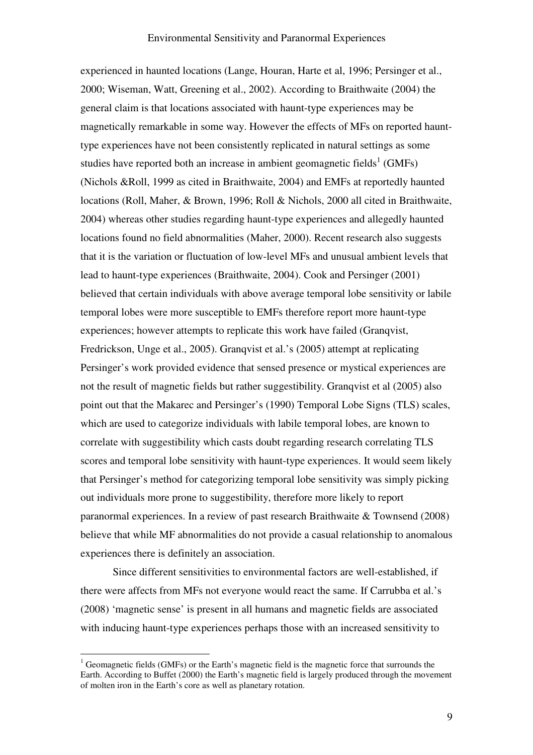experienced in haunted locations (Lange, Houran, Harte et al, 1996; Persinger et al., 2000; Wiseman, Watt, Greening et al., 2002). According to Braithwaite (2004) the general claim is that locations associated with haunt-type experiences may be magnetically remarkable in some way. However the effects of MFs on reported haunt-type experiences have not been consistently replicated in natural settings as some studies have reported both an increase in ambient geomagnetic fields[1] (GMFs) (Nichols &Roll, 1999 as cited in Braithwaite, 2004) and EMFs at reportedly haunted locations (Roll, Maher, & Brown, 1996; Roll & Nichols, 2000 all cited in Braithwaite, 2004) whereas other studies regarding haunt-type experiences and allegedly haunted locations found no field abnormalities (Maher, 2000). Recent research also suggests that it is the variation or fluctuation of low-level MFs and unusual ambient levels that lead to haunt-type experiences (Braithwaite, 2004). Cook and Persinger (2001) believed that certain individuals with above average temporal lobe sensitivity or labile temporal lobes were more susceptible to EMFs therefore report more haunt-type experiences; however attempts to replicate this work have failed (Granqvist, Fredrickson, Unge et al., 2005). Granqvist et al.'s (2005) attempt at replicating Persinger's work provided evidence that sensed presence or mystical experiences are not the result of magnetic fields but rather suggestibility. Granqvist et al (2005) also point out that the Makarec and Persinger's (1990) Temporal Lobe Signs (TLS) scales, which are used to categorize individuals with labile temporal lobes, are known to correlate with suggestibility which casts doubt regarding research correlating TLS scores and temporal lobe sensitivity with haunt-type experiences. It would seem likely that Persinger's method for categorizing temporal lobe sensitivity was simply picking out individuals more prone to suggestibility, therefore more likely to report paranormal experiences. In a review of past research Braithwaite & Townsend (2008) believe that while MF abnormalities do not provide a casual relationship to anomalous experiences there is definitely an association.

Since different sensitivities to environmental factors are well-established, if there were affects from MFs not everyone would react the same. If Carrubba et al.'s (2008) 'magnetic sense' is present in all humans and magnetic fields are associated with inducing haunt-type experiences perhaps those with an increased sensitivity to

[1] Geomagnetic fields (GMFs) or the Earth's magnetic field is the magnetic force that surrounds the Earth. According to Buffet (2000) the Earth's magnetic field is largely produced through the movement of molten iron in the Earth's core as well as planetary rotation.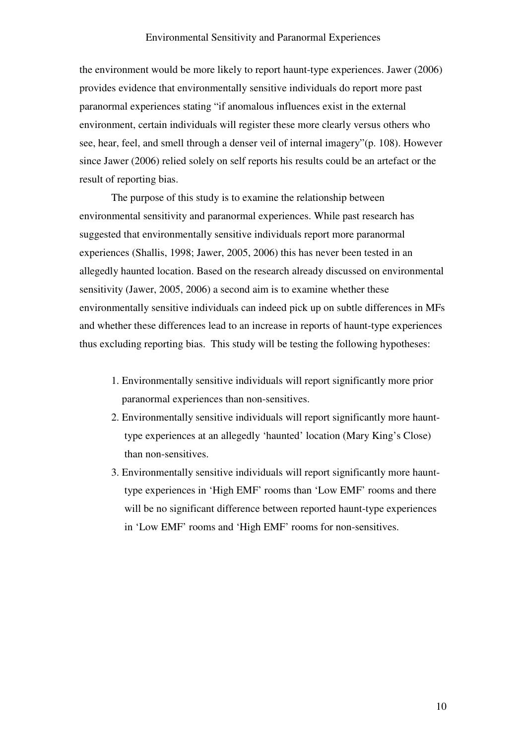the environment would be more likely to report haunt-type experiences. Jawer (2006) provides evidence that environmentally sensitive individuals do report more past paranormal experiences stating "if anomalous influences exist in the external environment, certain individuals will register these more clearly versus others who see, hear, feel, and smell through a denser veil of internal imagery"(p. 108). However since Jawer (2006) relied solely on self reports his results could be an artefact or the result of reporting bias.

The purpose of this study is to examine the relationship between environmental sensitivity and paranormal experiences. While past research has suggested that environmentally sensitive individuals report more paranormal experiences (Shallis, 1998; Jawer, 2005, 2006) this has never been tested in an allegedly haunted location. Based on the research already discussed on environmental sensitivity (Jawer, 2005, 2006) a second aim is to examine whether these environmentally sensitive individuals can indeed pick up on subtle differences in MFs and whether these differences lead to an increase in reports of haunt-type experiences thus excluding reporting bias. This study will be testing the following hypotheses:

1. Environmentally sensitive individuals will report significantly more prior paranormal experiences than non-sensitives.
2. Environmentally sensitive individuals will report significantly more haunt-type experiences at an allegedly 'haunted' location (Mary King's Close) than non-sensitives.
3. Environmentally sensitive individuals will report significantly more haunt-type experiences in 'High EMF' rooms than 'Low EMF' rooms and there will be no significant difference between reported haunt-type experiences in 'Low EMF' rooms and 'High EMF' rooms for non-sensitives.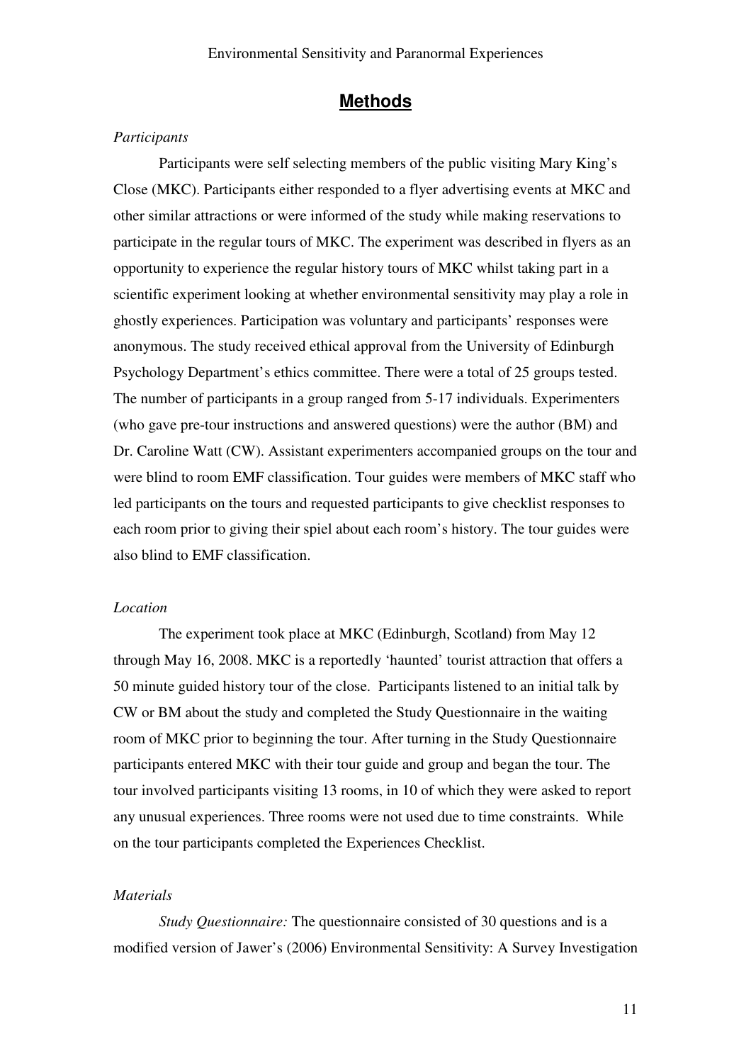## Methods

### *Participants*

Participants were self selecting members of the public visiting Mary King's Close (MKC). Participants either responded to a flyer advertising events at MKC and other similar attractions or were informed of the study while making reservations to participate in the regular tours of MKC. The experiment was described in flyers as an opportunity to experience the regular history tours of MKC whilst taking part in a scientific experiment looking at whether environmental sensitivity may play a role in ghostly experiences. Participation was voluntary and participants' responses were anonymous. The study received ethical approval from the University of Edinburgh Psychology Department's ethics committee. There were a total of 25 groups tested. The number of participants in a group ranged from 5-17 individuals. Experimenters (who gave pre-tour instructions and answered questions) were the author (BM) and Dr. Caroline Watt (CW). Assistant experimenters accompanied groups on the tour and were blind to room EMF classification. Tour guides were members of MKC staff who led participants on the tours and requested participants to give checklist responses to each room prior to giving their spiel about each room's history. The tour guides were also blind to EMF classification.

### *Location*

The experiment took place at MKC (Edinburgh, Scotland) from May 12 through May 16, 2008. MKC is a reportedly 'haunted' tourist attraction that offers a 50 minute guided history tour of the close. Participants listened to an initial talk by CW or BM about the study and completed the Study Questionnaire in the waiting room of MKC prior to beginning the tour. After turning in the Study Questionnaire participants entered MKC with their tour guide and group and began the tour. The tour involved participants visiting 13 rooms, in 10 of which they were asked to report any unusual experiences. Three rooms were not used due to time constraints. While on the tour participants completed the Experiences Checklist.

### *Materials*

*Study Questionnaire:* The questionnaire consisted of 30 questions and is a modified version of Jawer's (2006) Environmental Sensitivity: A Survey Investigation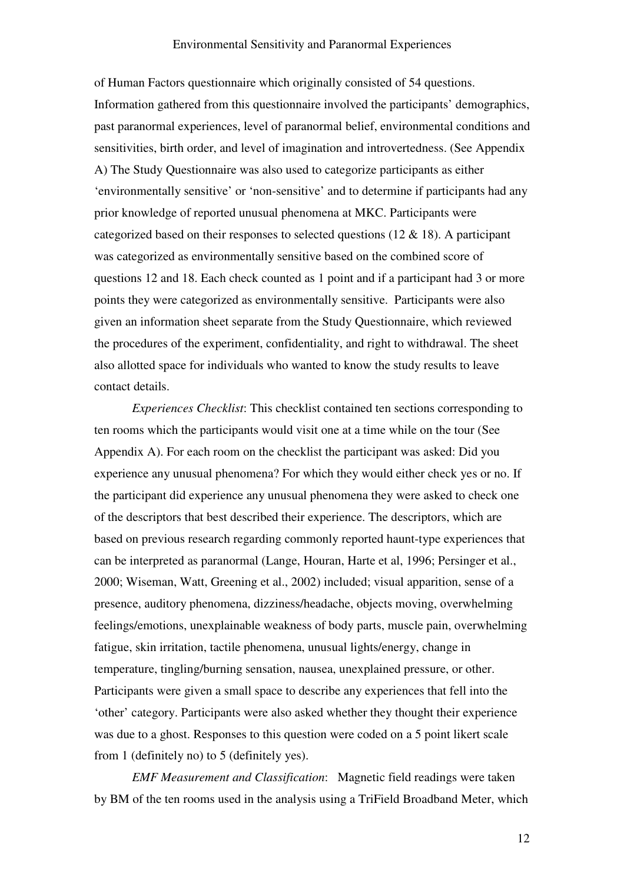of Human Factors questionnaire which originally consisted of 54 questions. Information gathered from this questionnaire involved the participants' demographics, past paranormal experiences, level of paranormal belief, environmental conditions and sensitivities, birth order, and level of imagination and introvertedness. (See Appendix A) The Study Questionnaire was also used to categorize participants as either 'environmentally sensitive' or 'non-sensitive' and to determine if participants had any prior knowledge of reported unusual phenomena at MKC. Participants were categorized based on their responses to selected questions (12 & 18). A participant was categorized as environmentally sensitive based on the combined score of questions 12 and 18. Each check counted as 1 point and if a participant had 3 or more points they were categorized as environmentally sensitive. Participants were also given an information sheet separate from the Study Questionnaire, which reviewed the procedures of the experiment, confidentiality, and right to withdrawal. The sheet also allotted space for individuals who wanted to know the study results to leave contact details.

*Experiences Checklist*: This checklist contained ten sections corresponding to ten rooms which the participants would visit one at a time while on the tour (See Appendix A). For each room on the checklist the participant was asked: Did you experience any unusual phenomena? For which they would either check yes or no. If the participant did experience any unusual phenomena they were asked to check one of the descriptors that best described their experience. The descriptors, which are based on previous research regarding commonly reported haunt-type experiences that can be interpreted as paranormal (Lange, Houran, Harte et al, 1996; Persinger et al., 2000; Wiseman, Watt, Greening et al., 2002) included; visual apparition, sense of a presence, auditory phenomena, dizziness/headache, objects moving, overwhelming feelings/emotions, unexplainable weakness of body parts, muscle pain, overwhelming fatigue, skin irritation, tactile phenomena, unusual lights/energy, change in temperature, tingling/burning sensation, nausea, unexplained pressure, or other. Participants were given a small space to describe any experiences that fell into the 'other' category. Participants were also asked whether they thought their experience was due to a ghost. Responses to this question were coded on a 5 point likert scale from 1 (definitely no) to 5 (definitely yes).

*EMF Measurement and Classification*: Magnetic field readings were taken by BM of the ten rooms used in the analysis using a TriField Broadband Meter, which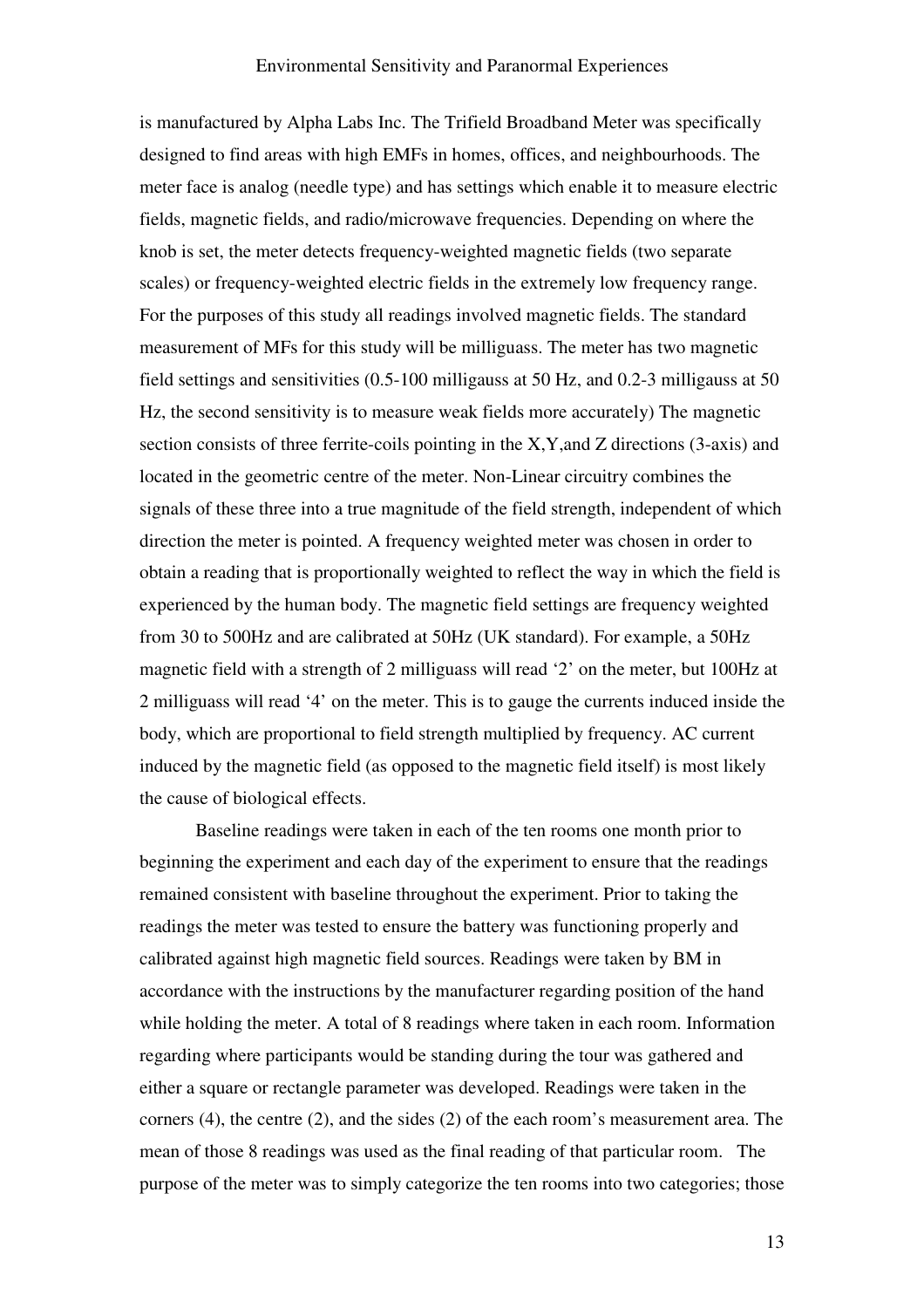is manufactured by Alpha Labs Inc. The Trifield Broadband Meter was specifically designed to find areas with high EMFs in homes, offices, and neighbourhoods. The meter face is analog (needle type) and has settings which enable it to measure electric fields, magnetic fields, and radio/microwave frequencies. Depending on where the knob is set, the meter detects frequency-weighted magnetic fields (two separate scales) or frequency-weighted electric fields in the extremely low frequency range. For the purposes of this study all readings involved magnetic fields. The standard measurement of MFs for this study will be milliguass. The meter has two magnetic field settings and sensitivities (0.5-100 milligauss at 50 Hz, and 0.2-3 milligauss at 50 Hz, the second sensitivity is to measure weak fields more accurately) The magnetic section consists of three ferrite-coils pointing in the X,Y,and Z directions (3-axis) and located in the geometric centre of the meter. Non-Linear circuitry combines the signals of these three into a true magnitude of the field strength, independent of which direction the meter is pointed. A frequency weighted meter was chosen in order to obtain a reading that is proportionally weighted to reflect the way in which the field is experienced by the human body. The magnetic field settings are frequency weighted from 30 to 500Hz and are calibrated at 50Hz (UK standard). For example, a 50Hz magnetic field with a strength of 2 milliguass will read '2' on the meter, but 100Hz at 2 milliguass will read '4' on the meter. This is to gauge the currents induced inside the body, which are proportional to field strength multiplied by frequency. AC current induced by the magnetic field (as opposed to the magnetic field itself) is most likely the cause of biological effects.

Baseline readings were taken in each of the ten rooms one month prior to beginning the experiment and each day of the experiment to ensure that the readings remained consistent with baseline throughout the experiment. Prior to taking the readings the meter was tested to ensure the battery was functioning properly and calibrated against high magnetic field sources. Readings were taken by BM in accordance with the instructions by the manufacturer regarding position of the hand while holding the meter. A total of 8 readings where taken in each room. Information regarding where participants would be standing during the tour was gathered and either a square or rectangle parameter was developed. Readings were taken in the corners (4), the centre (2), and the sides (2) of the each room's measurement area. The mean of those 8 readings was used as the final reading of that particular room. The purpose of the meter was to simply categorize the ten rooms into two categories; those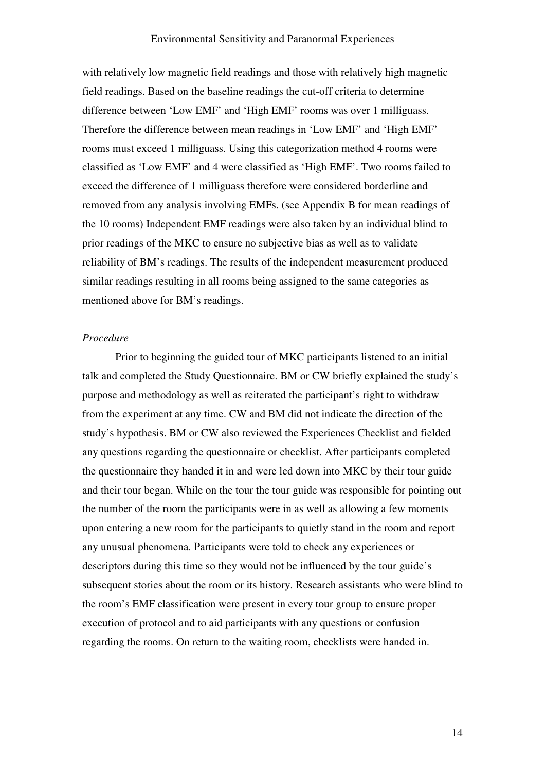with relatively low magnetic field readings and those with relatively high magnetic field readings. Based on the baseline readings the cut-off criteria to determine difference between 'Low EMF' and 'High EMF' rooms was over 1 milliguass. Therefore the difference between mean readings in 'Low EMF' and 'High EMF' rooms must exceed 1 milliguass. Using this categorization method 4 rooms were classified as 'Low EMF' and 4 were classified as 'High EMF'. Two rooms failed to exceed the difference of 1 milliguass therefore were considered borderline and removed from any analysis involving EMFs. (see Appendix B for mean readings of the 10 rooms) Independent EMF readings were also taken by an individual blind to prior readings of the MKC to ensure no subjective bias as well as to validate reliability of BM's readings. The results of the independent measurement produced similar readings resulting in all rooms being assigned to the same categories as mentioned above for BM's readings.

*Procedure*

Prior to beginning the guided tour of MKC participants listened to an initial talk and completed the Study Questionnaire. BM or CW briefly explained the study's purpose and methodology as well as reiterated the participant's right to withdraw from the experiment at any time. CW and BM did not indicate the direction of the study's hypothesis. BM or CW also reviewed the Experiences Checklist and fielded any questions regarding the questionnaire or checklist. After participants completed the questionnaire they handed it in and were led down into MKC by their tour guide and their tour began. While on the tour the tour guide was responsible for pointing out the number of the room the participants were in as well as allowing a few moments upon entering a new room for the participants to quietly stand in the room and report any unusual phenomena. Participants were told to check any experiences or descriptors during this time so they would not be influenced by the tour guide's subsequent stories about the room or its history. Research assistants who were blind to the room's EMF classification were present in every tour group to ensure proper execution of protocol and to aid participants with any questions or confusion regarding the rooms. On return to the waiting room, checklists were handed in.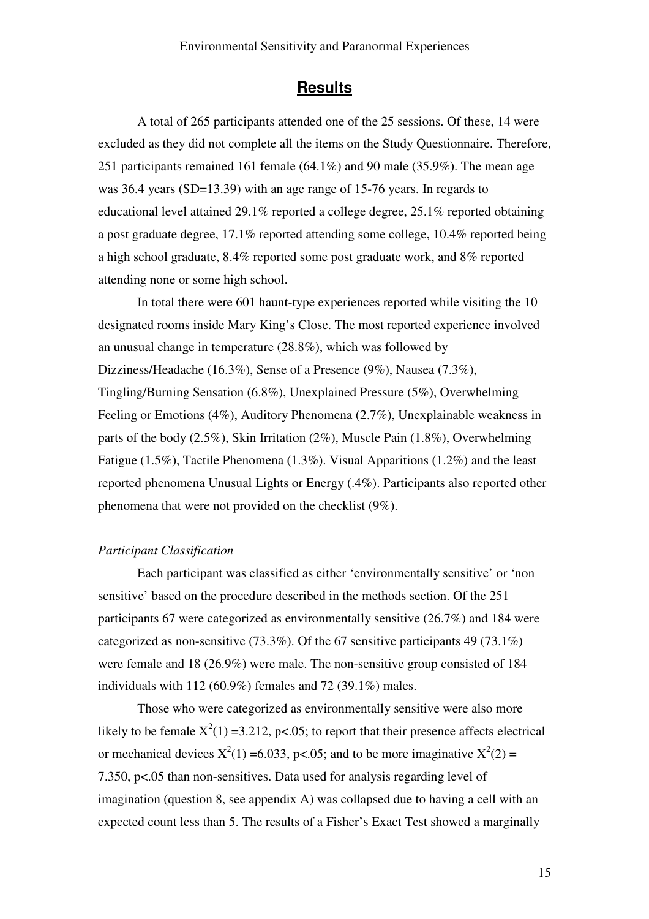## Results

A total of 265 participants attended one of the 25 sessions. Of these, 14 were excluded as they did not complete all the items on the Study Questionnaire. Therefore, 251 participants remained 161 female (64.1%) and 90 male (35.9%). The mean age was 36.4 years (SD=13.39) with an age range of 15-76 years. In regards to educational level attained 29.1% reported a college degree, 25.1% reported obtaining a post graduate degree, 17.1% reported attending some college, 10.4% reported being a high school graduate, 8.4% reported some post graduate work, and 8% reported attending none or some high school.

In total there were 601 haunt-type experiences reported while visiting the 10 designated rooms inside Mary King's Close. The most reported experience involved an unusual change in temperature (28.8%), which was followed by Dizziness/Headache (16.3%), Sense of a Presence (9%), Nausea (7.3%), Tingling/Burning Sensation (6.8%), Unexplained Pressure (5%), Overwhelming Feeling or Emotions (4%), Auditory Phenomena (2.7%), Unexplainable weakness in parts of the body (2.5%), Skin Irritation (2%), Muscle Pain (1.8%), Overwhelming Fatigue (1.5%), Tactile Phenomena (1.3%). Visual Apparitions (1.2%) and the least reported phenomena Unusual Lights or Energy (.4%). Participants also reported other phenomena that were not provided on the checklist (9%).

*Participant Classification*

Each participant was classified as either 'environmentally sensitive' or 'non sensitive' based on the procedure described in the methods section. Of the 251 participants 67 were categorized as environmentally sensitive (26.7%) and 184 were categorized as non-sensitive (73.3%). Of the 67 sensitive participants 49 (73.1%) were female and 18 (26.9%) were male. The non-sensitive group consisted of 184 individuals with 112 (60.9%) females and 72 (39.1%) males.

Those who were categorized as environmentally sensitive were also more likely to be female $X^2(1) = 3.212$, $p < .05$; to report that their presence affects electrical or mechanical devices $X^2(1) = 6.033$, $p < .05$; and to be more imaginative $X^2(2) = 7.350$, $p < .05$ than non-sensitives. Data used for analysis regarding level of imagination (question 8, see appendix A) was collapsed due to having a cell with an expected count less than 5. The results of a Fisher's Exact Test showed a marginally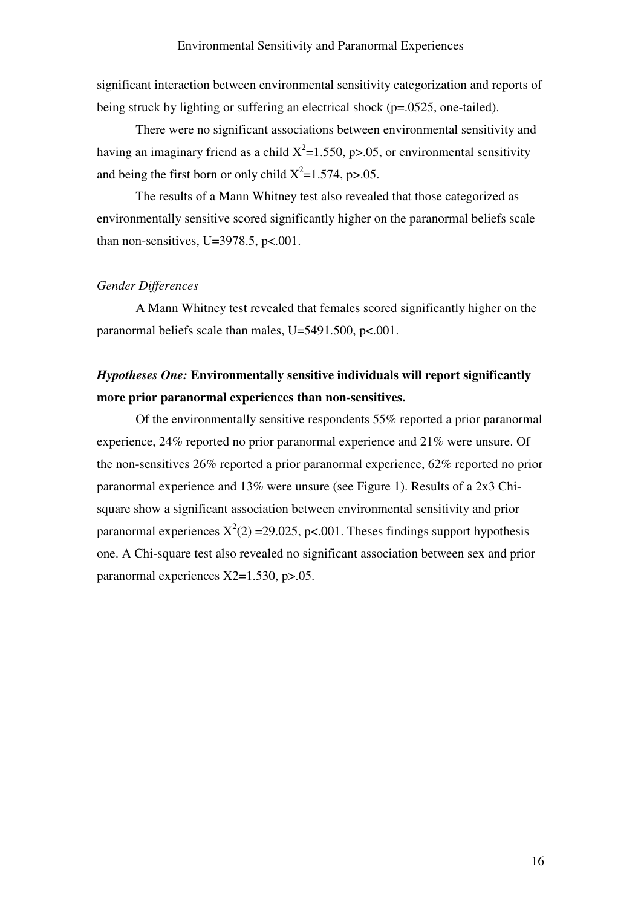significant interaction between environmental sensitivity categorization and reports of being struck by lighting or suffering an electrical shock (p=.0525, one-tailed).

There were no significant associations between environmental sensitivity and having an imaginary friend as a child $X^2$=1.550, p>.05, or environmental sensitivity and being the first born or only child $X^2$=1.574, p>.05.

The results of a Mann Whitney test also revealed that those categorized as environmentally sensitive scored significantly higher on the paranormal beliefs scale than non-sensitives, U=3978.5, p<.001.

*Gender Differences*

A Mann Whitney test revealed that females scored significantly higher on the paranormal beliefs scale than males, U=5491.500, p<.001.

***Hypotheses One:*** **Environmentally sensitive individuals will report significantly more prior paranormal experiences than non-sensitives.**

Of the environmentally sensitive respondents 55% reported a prior paranormal experience, 24% reported no prior paranormal experience and 21% were unsure. Of the non-sensitives 26% reported a prior paranormal experience, 62% reported no prior paranormal experience and 13% were unsure (see Figure 1). Results of a 2x3 Chi-square show a significant association between environmental sensitivity and prior paranormal experiences $X^2(2)$ =29.025, p<.001. Theses findings support hypothesis one. A Chi-square test also revealed no significant association between sex and prior paranormal experiences X2=1.530, p>.05.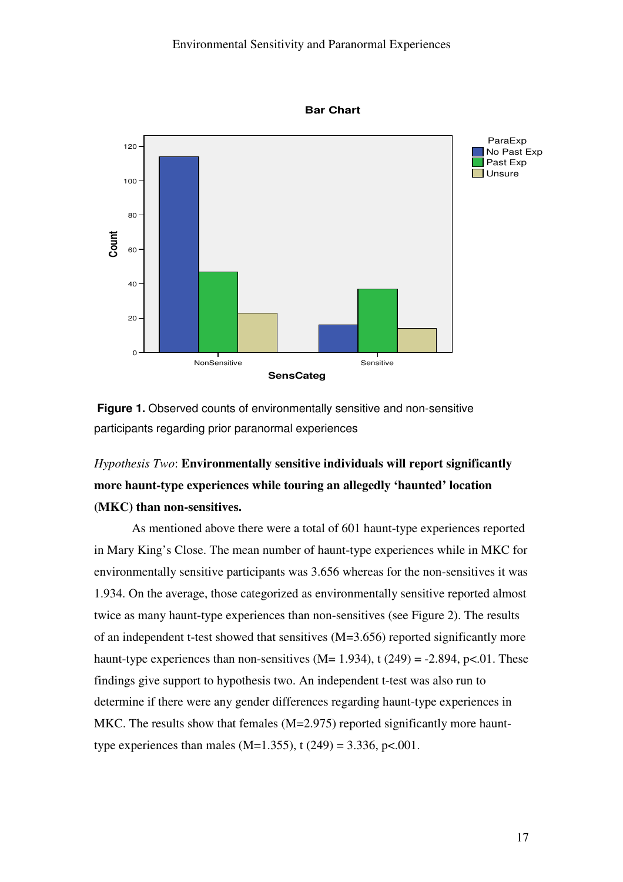**Figure 1.** Observed counts of environmentally sensitive and non-sensitive participants regarding prior paranormal experiences

*Hypothesis Two*: **Environmentally sensitive individuals will report significantly more haunt-type experiences while touring an allegedly 'haunted' location (MKC) than non-sensitives.**

As mentioned above there were a total of 601 haunt-type experiences reported in Mary King's Close. The mean number of haunt-type experiences while in MKC for environmentally sensitive participants was 3.656 whereas for the non-sensitives it was 1.934. On the average, those categorized as environmentally sensitive reported almost twice as many haunt-type experiences than non-sensitives (see Figure 2). The results of an independent t-test showed that sensitives (M=3.656) reported significantly more haunt-type experiences than non-sensitives (M= 1.934), t (249) = -2.894, p<.01. These findings give support to hypothesis two. An independent t-test was also run to determine if there were any gender differences regarding haunt-type experiences in MKC. The results show that females (M=2.975) reported significantly more haunt-type experiences than males (M=1.355), t (249) = 3.336, p<.001.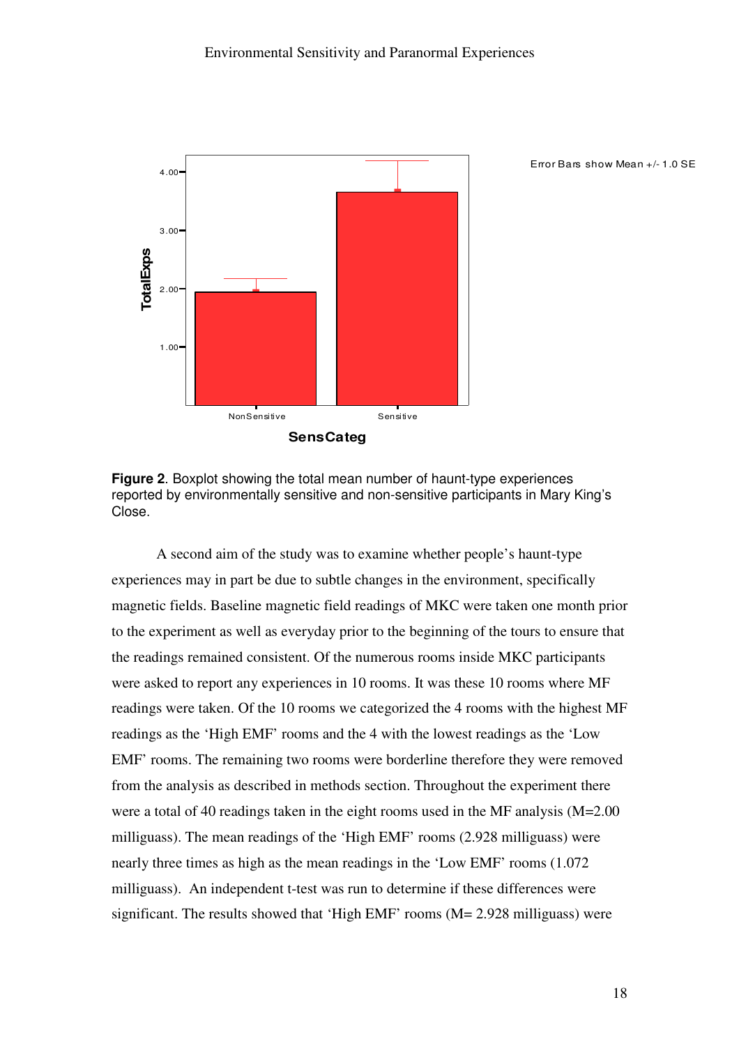**Figure 2**. Boxplot showing the total mean number of haunt-type experiences reported by environmentally sensitive and non-sensitive participants in Mary King's Close.

A second aim of the study was to examine whether people's haunt-type experiences may in part be due to subtle changes in the environment, specifically magnetic fields. Baseline magnetic field readings of MKC were taken one month prior to the experiment as well as everyday prior to the beginning of the tours to ensure that the readings remained consistent. Of the numerous rooms inside MKC participants were asked to report any experiences in 10 rooms. It was these 10 rooms where MF readings were taken. Of the 10 rooms we categorized the 4 rooms with the highest MF readings as the 'High EMF' rooms and the 4 with the lowest readings as the 'Low EMF' rooms. The remaining two rooms were borderline therefore they were removed from the analysis as described in methods section. Throughout the experiment there were a total of 40 readings taken in the eight rooms used in the MF analysis (M=2.00 milliguass). The mean readings of the 'High EMF' rooms (2.928 milliguass) were nearly three times as high as the mean readings in the 'Low EMF' rooms (1.072 milliguass). An independent t-test was run to determine if these differences were significant. The results showed that 'High EMF' rooms (M= 2.928 milliguass) were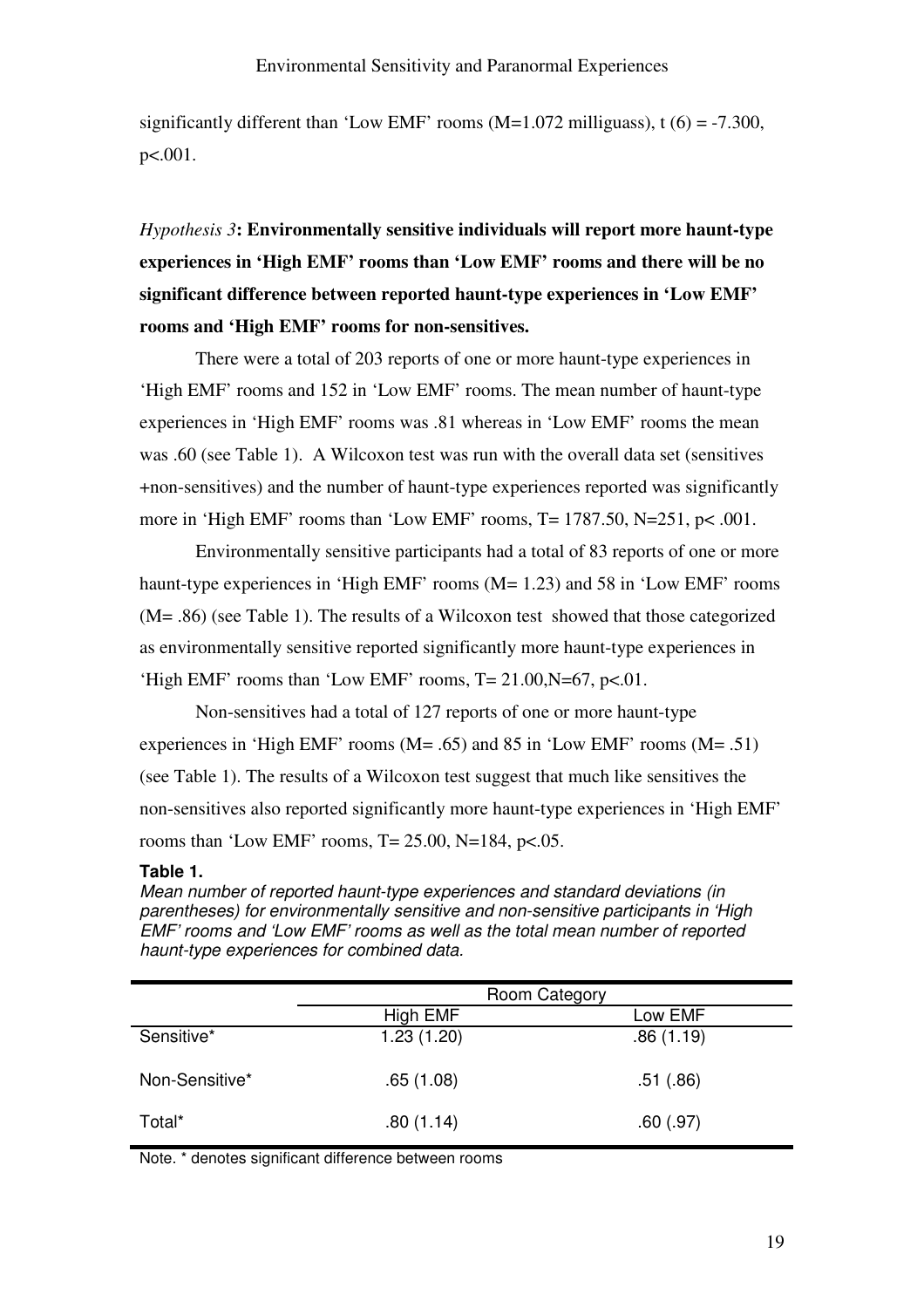significantly different than 'Low EMF' rooms (M=1.072 milliguass), $t(6) = -7.300$, $p<.001$.

*Hypothesis 3*: **Environmentally sensitive individuals will report more haunt-type experiences in 'High EMF' rooms than 'Low EMF' rooms and there will be no significant difference between reported haunt-type experiences in 'Low EMF' rooms and 'High EMF' rooms for non-sensitives.**

There were a total of 203 reports of one or more haunt-type experiences in 'High EMF' rooms and 152 in 'Low EMF' rooms. The mean number of haunt-type experiences in 'High EMF' rooms was .81 whereas in 'Low EMF' rooms the mean was .60 (see Table 1). A Wilcoxon test was run with the overall data set (sensitives +non-sensitives) and the number of haunt-type experiences reported was significantly more in 'High EMF' rooms than 'Low EMF' rooms, $T= 1787.50$, $N=251$, $p< .001$.

Environmentally sensitive participants had a total of 83 reports of one or more haunt-type experiences in 'High EMF' rooms (M= 1.23) and 58 in 'Low EMF' rooms (M= .86) (see Table 1). The results of a Wilcoxon test showed that those categorized as environmentally sensitive reported significantly more haunt-type experiences in 'High EMF' rooms than 'Low EMF' rooms, $T= 21.00$, $N=67$, $p<.01$.

Non-sensitives had a total of 127 reports of one or more haunt-type experiences in 'High EMF' rooms (M= .65) and 85 in 'Low EMF' rooms (M= .51) (see Table 1). The results of a Wilcoxon test suggest that much like sensitives the non-sensitives also reported significantly more haunt-type experiences in 'High EMF' rooms than 'Low EMF' rooms, $T= 25.00$, $N=184$, $p<.05$.

**Table 1.**

*Mean number of reported haunt-type experiences and standard deviations (in parentheses) for environmentally sensitive and non-sensitive participants in 'High EMF' rooms and 'Low EMF' rooms as well as the total mean number of reported haunt-type experiences for combined data.*

| | Room Category | |
|---|---|---|
| | High EMF | Low EMF |
| Sensitive* | 1.23 (1.20) | .86 (1.19) |
| Non-Sensitive* | .65 (1.08) | .51 (.86) |
| Total* | .80 (1.14) | .60 (.97) |

Note. * denotes significant difference between rooms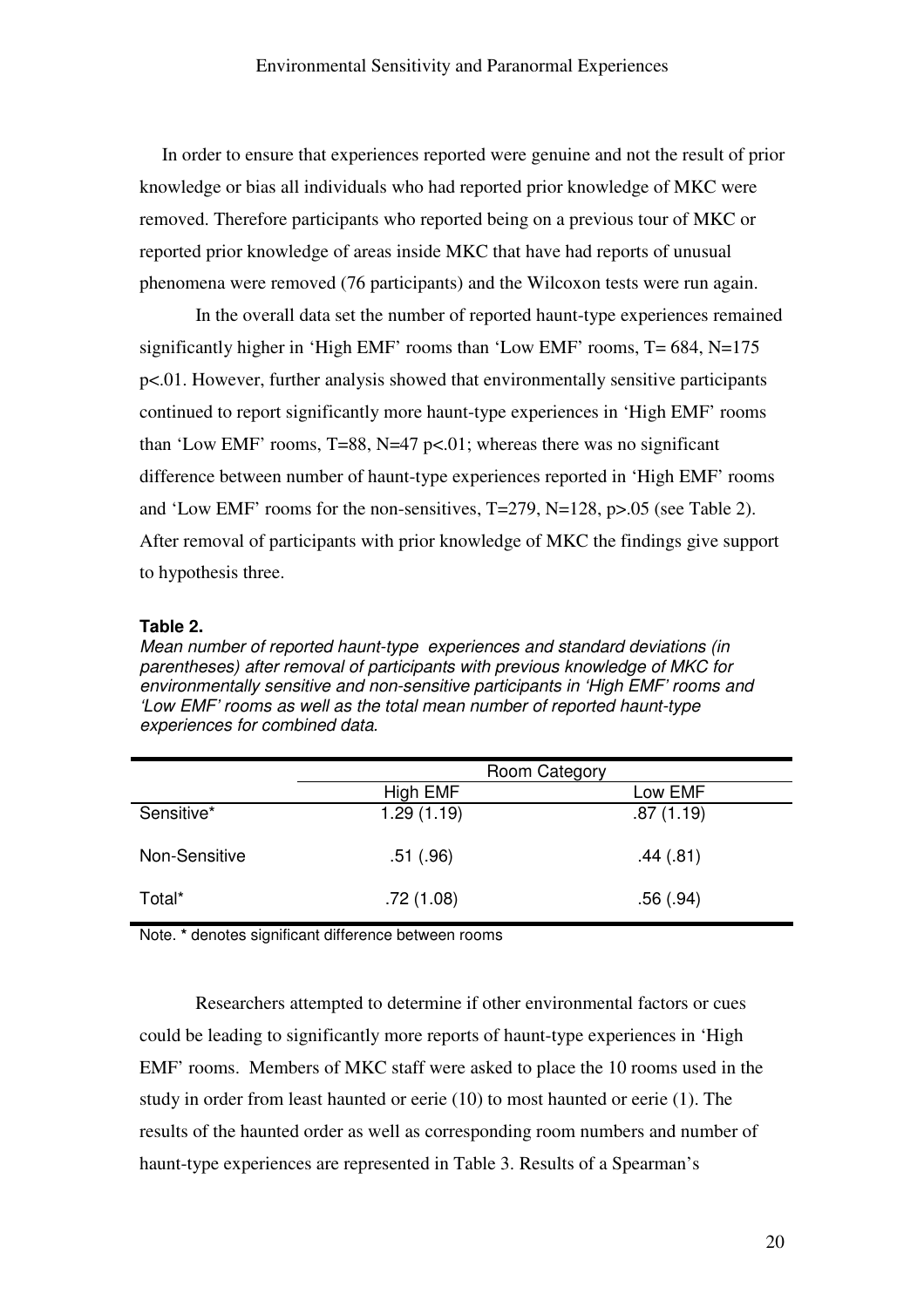In order to ensure that experiences reported were genuine and not the result of prior knowledge or bias all individuals who had reported prior knowledge of MKC were removed. Therefore participants who reported being on a previous tour of MKC or reported prior knowledge of areas inside MKC that have had reports of unusual phenomena were removed (76 participants) and the Wilcoxon tests were run again.

In the overall data set the number of reported haunt-type experiences remained significantly higher in 'High EMF' rooms than 'Low EMF' rooms, $T= 684$, $N=175$ $p<.01$. However, further analysis showed that environmentally sensitive participants continued to report significantly more haunt-type experiences in 'High EMF' rooms than 'Low EMF' rooms, $T=88$, $N=47$ $p<.01$; whereas there was no significant difference between number of haunt-type experiences reported in 'High EMF' rooms and 'Low EMF' rooms for the non-sensitives, $T=279$, $N=128$, $p>.05$ (see Table 2). After removal of participants with prior knowledge of MKC the findings give support to hypothesis three.

**Table 2.**

*Mean number of reported haunt-type experiences and standard deviations (in parentheses) after removal of participants with previous knowledge of MKC for environmentally sensitive and non-sensitive participants in 'High EMF' rooms and 'Low EMF' rooms as well as the total mean number of reported haunt-type experiences for combined data.*

| | Room Category | |
|---|---|---|
| | High EMF | Low EMF |
| Sensitive* | 1.29 (1.19) | .87 (1.19) |
| Non-Sensitive | .51 (.96) | .44 (.81) |
| Total* | .72 (1.08) | .56 (.94) |

Note. * denotes significant difference between rooms

Researchers attempted to determine if other environmental factors or cues could be leading to significantly more reports of haunt-type experiences in 'High EMF' rooms. Members of MKC staff were asked to place the 10 rooms used in the study in order from least haunted or eerie (10) to most haunted or eerie (1). The results of the haunted order as well as corresponding room numbers and number of haunt-type experiences are represented in Table 3. Results of a Spearman's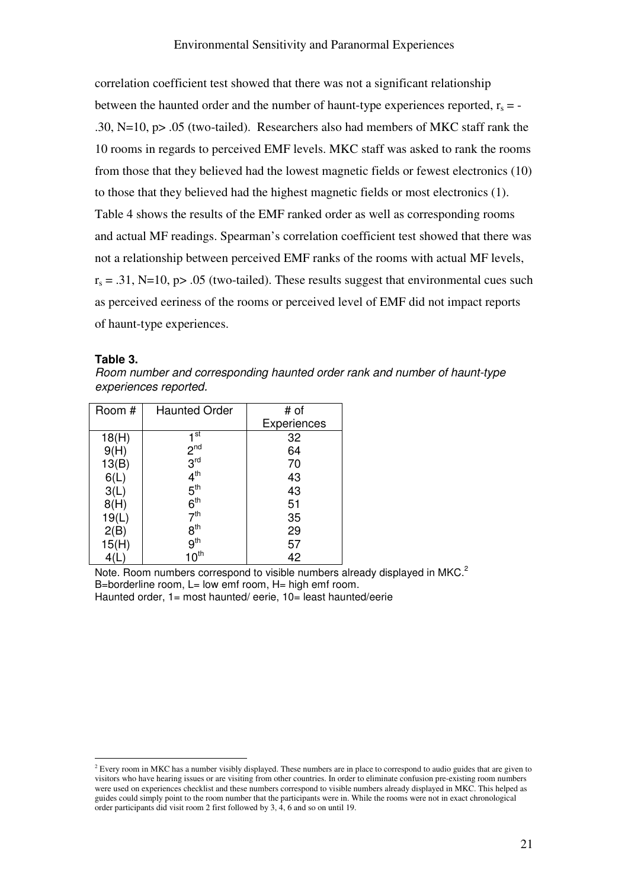correlation coefficient test showed that there was not a significant relationship between the haunted order and the number of haunt-type experiences reported, $r_s = -.30$, N=10, p> .05 (two-tailed). Researchers also had members of MKC staff rank the 10 rooms in regards to perceived EMF levels. MKC staff was asked to rank the rooms from those that they believed had the lowest magnetic fields or fewest electronics (10) to those that they believed had the highest magnetic fields or most electronics (1). Table 4 shows the results of the EMF ranked order as well as corresponding rooms and actual MF readings. Spearman's correlation coefficient test showed that there was not a relationship between perceived EMF ranks of the rooms with actual MF levels, $r_s = .31$, N=10, p> .05 (two-tailed). These results suggest that environmental cues such as perceived eeriness of the rooms or perceived level of EMF did not impact reports of haunt-type experiences.

**Table 3.**

*Room number and corresponding haunted order rank and number of haunt-type experiences reported.*

| Room # | Haunted Order | # of Experiences |
|---|---|---|
| 18(H) | 1st | 32 |
| 9(H) | 2nd | 64 |
| 13(B) | 3rd | 70 |
| 6(L) | 4th | 43 |
| 3(L) | 5th | 43 |
| 8(H) | 6th | 51 |
| 19(L) | 7th | 35 |
| 2(B) | 8th | 29 |
| 15(H) | 9th | 57 |
| 4(L) | 10th | 42 |

Note. Room numbers correspond to visible numbers already displayed in MKC.[2]
B=borderline room, L= low emf room, H= high emf room.
Haunted order, 1= most haunted/ eerie, 10= least haunted/eerie

[2] Every room in MKC has a number visibly displayed. These numbers are in place to correspond to audio guides that are given to visitors who have hearing issues or are visiting from other countries. In order to eliminate confusion pre-existing room numbers were used on experiences checklist and these numbers correspond to visible numbers already displayed in MKC. This helped as guides could simply point to the room number that the participants were in. While the rooms were not in exact chronological order participants did visit room 2 first followed by 3, 4, 6 and so on until 19.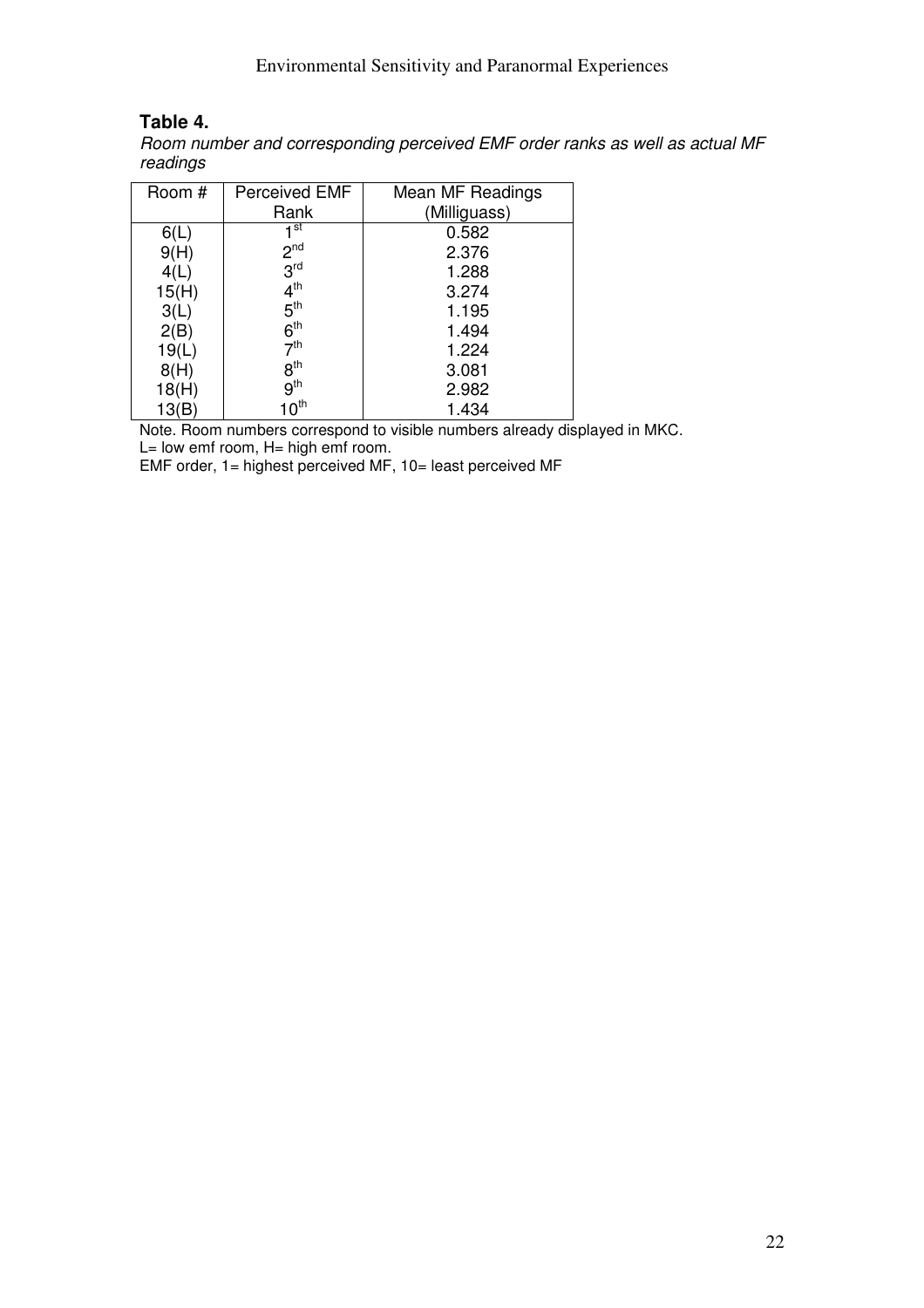**Table 4.**

*Room number and corresponding perceived EMF order ranks as well as actual MF readings*

| Room # | Perceived EMF Rank | Mean MF Readings (Milliguass) |
|---|---|---|
| 6(L) | 1st | 0.582 |
| 9(H) | 2nd | 2.376 |
| 4(L) | 3rd | 1.288 |
| 15(H) | 4th | 3.274 |
| 3(L) | 5th | 1.195 |
| 2(B) | 6th | 1.494 |
| 19(L) | 7th | 1.224 |
| 8(H) | 8th | 3.081 |
| 18(H) | 9th | 2.982 |
| 13(B) | 10th | 1.434 |

Note. Room numbers correspond to visible numbers already displayed in MKC.
L= low emf room, H= high emf room.
EMF order, 1= highest perceived MF, 10= least perceived MF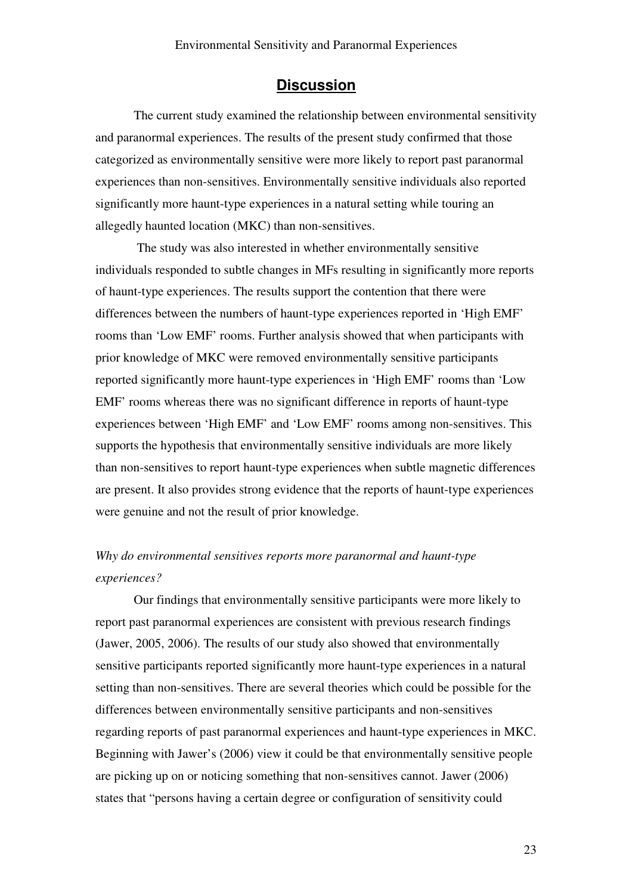## Discussion

The current study examined the relationship between environmental sensitivity and paranormal experiences. The results of the present study confirmed that those categorized as environmentally sensitive were more likely to report past paranormal experiences than non-sensitives. Environmentally sensitive individuals also reported significantly more haunt-type experiences in a natural setting while touring an allegedly haunted location (MKC) than non-sensitives.

The study was also interested in whether environmentally sensitive individuals responded to subtle changes in MFs resulting in significantly more reports of haunt-type experiences. The results support the contention that there were differences between the numbers of haunt-type experiences reported in 'High EMF' rooms than 'Low EMF' rooms. Further analysis showed that when participants with prior knowledge of MKC were removed environmentally sensitive participants reported significantly more haunt-type experiences in 'High EMF' rooms than 'Low EMF' rooms whereas there was no significant difference in reports of haunt-type experiences between 'High EMF' and 'Low EMF' rooms among non-sensitives. This supports the hypothesis that environmentally sensitive individuals are more likely than non-sensitives to report haunt-type experiences when subtle magnetic differences are present. It also provides strong evidence that the reports of haunt-type experiences were genuine and not the result of prior knowledge.

*Why do environmental sensitives reports more paranormal and haunt-type experiences?*

Our findings that environmentally sensitive participants were more likely to report past paranormal experiences are consistent with previous research findings (Jawer, 2005, 2006). The results of our study also showed that environmentally sensitive participants reported significantly more haunt-type experiences in a natural setting than non-sensitives. There are several theories which could be possible for the differences between environmentally sensitive participants and non-sensitives regarding reports of past paranormal experiences and haunt-type experiences in MKC. Beginning with Jawer's (2006) view it could be that environmentally sensitive people are picking up on or noticing something that non-sensitives cannot. Jawer (2006) states that "persons having a certain degree or configuration of sensitivity could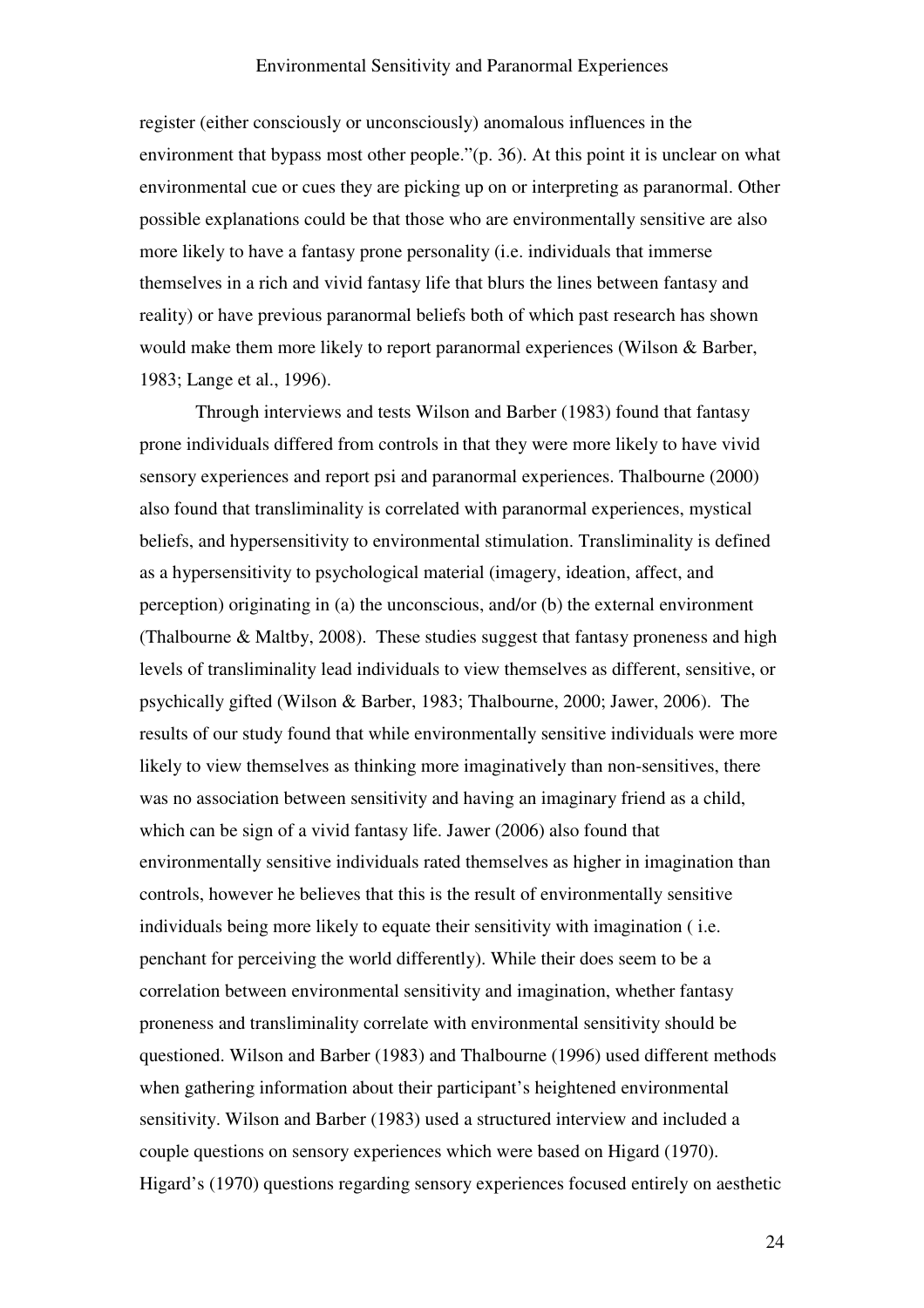register (either consciously or unconsciously) anomalous influences in the environment that bypass most other people."(p. 36). At this point it is unclear on what environmental cue or cues they are picking up on or interpreting as paranormal. Other possible explanations could be that those who are environmentally sensitive are also more likely to have a fantasy prone personality (i.e. individuals that immerse themselves in a rich and vivid fantasy life that blurs the lines between fantasy and reality) or have previous paranormal beliefs both of which past research has shown would make them more likely to report paranormal experiences (Wilson & Barber, 1983; Lange et al., 1996).

Through interviews and tests Wilson and Barber (1983) found that fantasy prone individuals differed from controls in that they were more likely to have vivid sensory experiences and report psi and paranormal experiences. Thalbourne (2000) also found that transliminality is correlated with paranormal experiences, mystical beliefs, and hypersensitivity to environmental stimulation. Transliminality is defined as a hypersensitivity to psychological material (imagery, ideation, affect, and perception) originating in (a) the unconscious, and/or (b) the external environment (Thalbourne & Maltby, 2008). These studies suggest that fantasy proneness and high levels of transliminality lead individuals to view themselves as different, sensitive, or psychically gifted (Wilson & Barber, 1983; Thalbourne, 2000; Jawer, 2006). The results of our study found that while environmentally sensitive individuals were more likely to view themselves as thinking more imaginatively than non-sensitives, there was no association between sensitivity and having an imaginary friend as a child, which can be sign of a vivid fantasy life. Jawer (2006) also found that environmentally sensitive individuals rated themselves as higher in imagination than controls, however he believes that this is the result of environmentally sensitive individuals being more likely to equate their sensitivity with imagination ( i.e. penchant for perceiving the world differently). While their does seem to be a correlation between environmental sensitivity and imagination, whether fantasy proneness and transliminality correlate with environmental sensitivity should be questioned. Wilson and Barber (1983) and Thalbourne (1996) used different methods when gathering information about their participant's heightened environmental sensitivity. Wilson and Barber (1983) used a structured interview and included a couple questions on sensory experiences which were based on Higard (1970). Higard's (1970) questions regarding sensory experiences focused entirely on aesthetic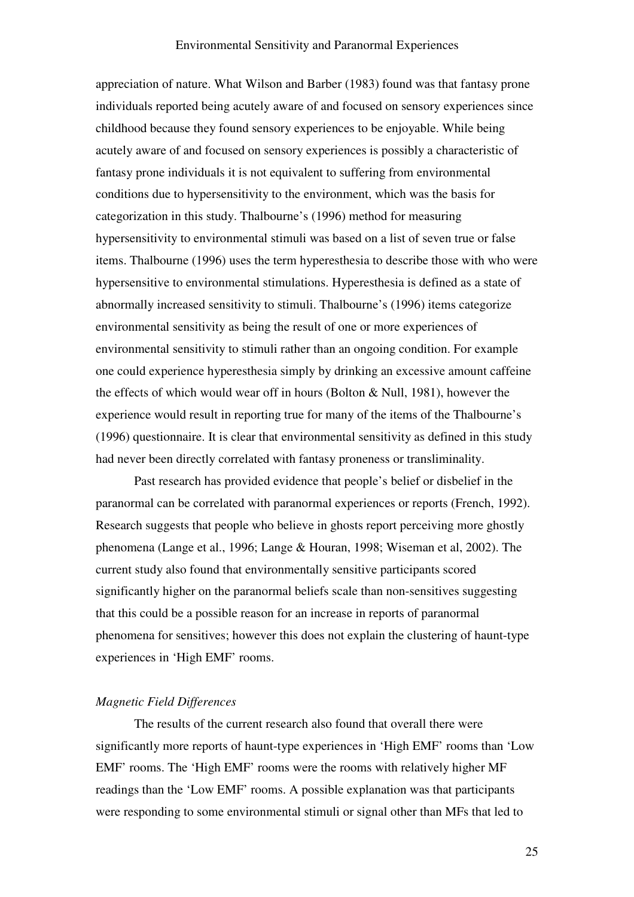appreciation of nature. What Wilson and Barber (1983) found was that fantasy prone individuals reported being acutely aware of and focused on sensory experiences since childhood because they found sensory experiences to be enjoyable. While being acutely aware of and focused on sensory experiences is possibly a characteristic of fantasy prone individuals it is not equivalent to suffering from environmental conditions due to hypersensitivity to the environment, which was the basis for categorization in this study. Thalbourne's (1996) method for measuring hypersensitivity to environmental stimuli was based on a list of seven true or false items. Thalbourne (1996) uses the term hyperesthesia to describe those with who were hypersensitive to environmental stimulations. Hyperesthesia is defined as a state of abnormally increased sensitivity to stimuli. Thalbourne's (1996) items categorize environmental sensitivity as being the result of one or more experiences of environmental sensitivity to stimuli rather than an ongoing condition. For example one could experience hyperesthesia simply by drinking an excessive amount caffeine the effects of which would wear off in hours (Bolton & Null, 1981), however the experience would result in reporting true for many of the items of the Thalbourne's (1996) questionnaire. It is clear that environmental sensitivity as defined in this study had never been directly correlated with fantasy proneness or transliminality.

Past research has provided evidence that people's belief or disbelief in the paranormal can be correlated with paranormal experiences or reports (French, 1992). Research suggests that people who believe in ghosts report perceiving more ghostly phenomena (Lange et al., 1996; Lange & Houran, 1998; Wiseman et al, 2002). The current study also found that environmentally sensitive participants scored significantly higher on the paranormal beliefs scale than non-sensitives suggesting that this could be a possible reason for an increase in reports of paranormal phenomena for sensitives; however this does not explain the clustering of haunt-type experiences in 'High EMF' rooms.

*Magnetic Field Differences*

The results of the current research also found that overall there were significantly more reports of haunt-type experiences in 'High EMF' rooms than 'Low EMF' rooms. The 'High EMF' rooms were the rooms with relatively higher MF readings than the 'Low EMF' rooms. A possible explanation was that participants were responding to some environmental stimuli or signal other than MFs that led to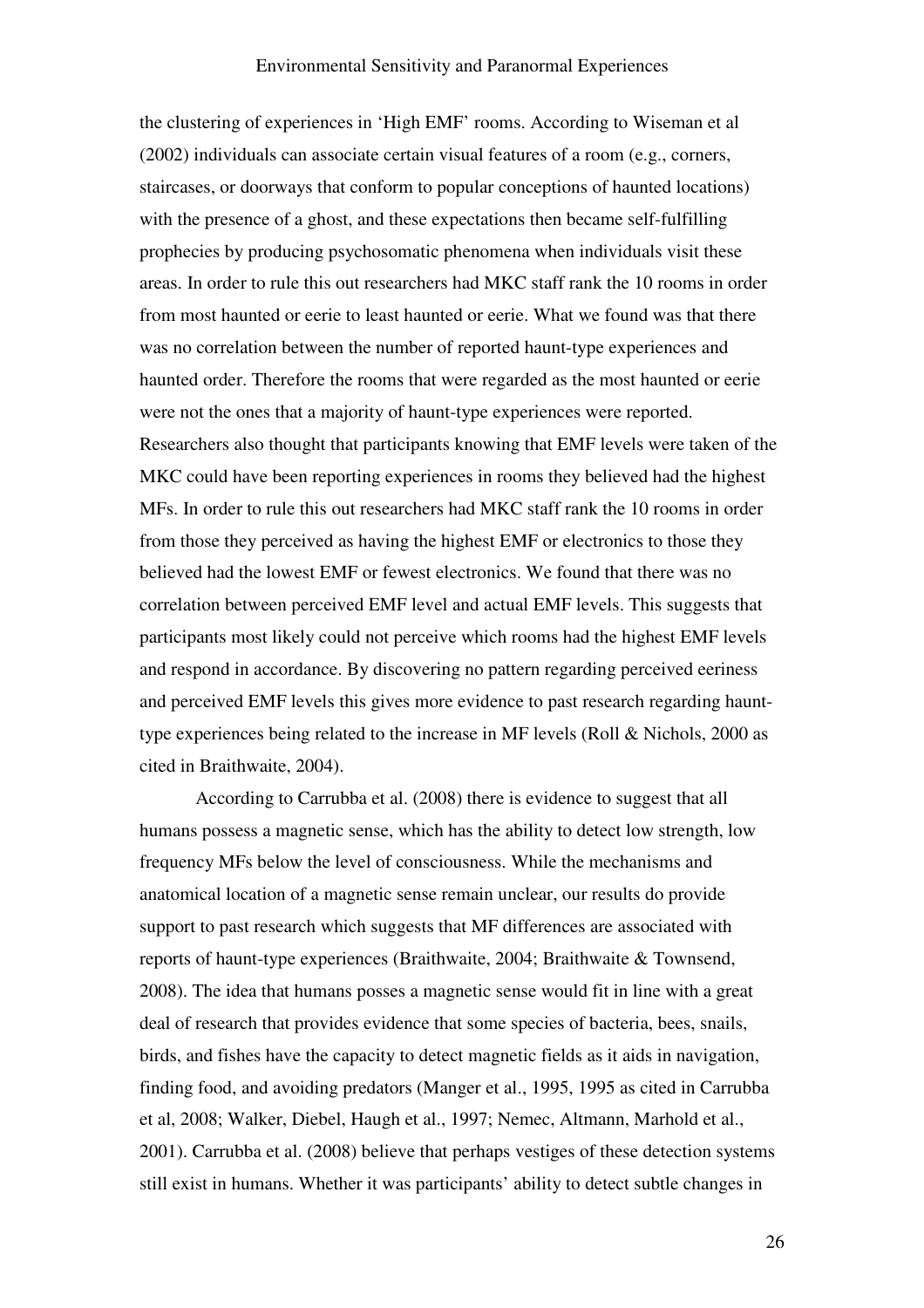the clustering of experiences in 'High EMF' rooms. According to Wiseman et al (2002) individuals can associate certain visual features of a room (e.g., corners, staircases, or doorways that conform to popular conceptions of haunted locations) with the presence of a ghost, and these expectations then became self-fulfilling prophecies by producing psychosomatic phenomena when individuals visit these areas. In order to rule this out researchers had MKC staff rank the 10 rooms in order from most haunted or eerie to least haunted or eerie. What we found was that there was no correlation between the number of reported haunt-type experiences and haunted order. Therefore the rooms that were regarded as the most haunted or eerie were not the ones that a majority of haunt-type experiences were reported. Researchers also thought that participants knowing that EMF levels were taken of the MKC could have been reporting experiences in rooms they believed had the highest MFs. In order to rule this out researchers had MKC staff rank the 10 rooms in order from those they perceived as having the highest EMF or electronics to those they believed had the lowest EMF or fewest electronics. We found that there was no correlation between perceived EMF level and actual EMF levels. This suggests that participants most likely could not perceive which rooms had the highest EMF levels and respond in accordance. By discovering no pattern regarding perceived eeriness and perceived EMF levels this gives more evidence to past research regarding haunt-type experiences being related to the increase in MF levels (Roll & Nichols, 2000 as cited in Braithwaite, 2004).

According to Carrubba et al. (2008) there is evidence to suggest that all humans possess a magnetic sense, which has the ability to detect low strength, low frequency MFs below the level of consciousness. While the mechanisms and anatomical location of a magnetic sense remain unclear, our results do provide support to past research which suggests that MF differences are associated with reports of haunt-type experiences (Braithwaite, 2004; Braithwaite & Townsend, 2008). The idea that humans posses a magnetic sense would fit in line with a great deal of research that provides evidence that some species of bacteria, bees, snails, birds, and fishes have the capacity to detect magnetic fields as it aids in navigation, finding food, and avoiding predators (Manger et al., 1995, 1995 as cited in Carrubba et al, 2008; Walker, Diebel, Haugh et al., 1997; Nemec, Altmann, Marhold et al., 2001). Carrubba et al. (2008) believe that perhaps vestiges of these detection systems still exist in humans. Whether it was participants' ability to detect subtle changes in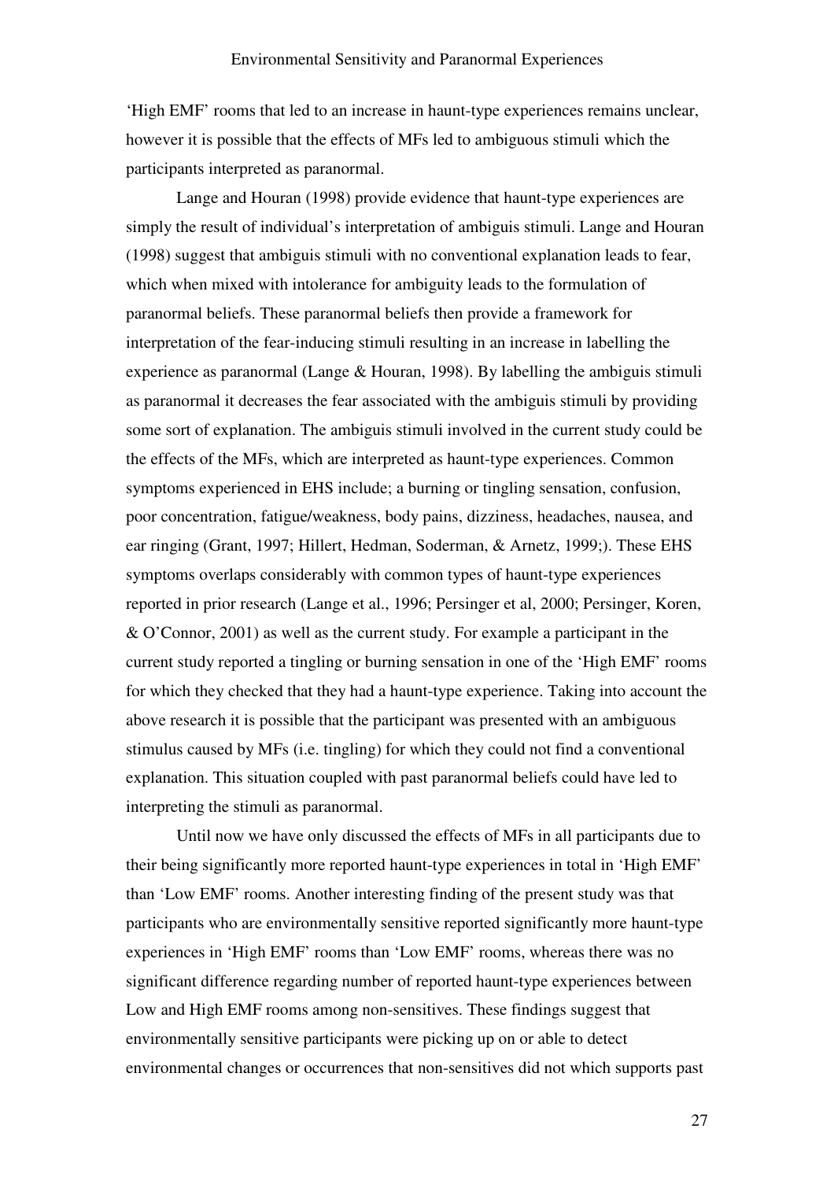'High EMF' rooms that led to an increase in haunt-type experiences remains unclear, however it is possible that the effects of MFs led to ambiguous stimuli which the participants interpreted as paranormal.

Lange and Houran (1998) provide evidence that haunt-type experiences are simply the result of individual's interpretation of ambiguis stimuli. Lange and Houran (1998) suggest that ambiguis stimuli with no conventional explanation leads to fear, which when mixed with intolerance for ambiguity leads to the formulation of paranormal beliefs. These paranormal beliefs then provide a framework for interpretation of the fear-inducing stimuli resulting in an increase in labelling the experience as paranormal (Lange & Houran, 1998). By labelling the ambiguis stimuli as paranormal it decreases the fear associated with the ambiguis stimuli by providing some sort of explanation. The ambiguis stimuli involved in the current study could be the effects of the MFs, which are interpreted as haunt-type experiences. Common symptoms experienced in EHS include; a burning or tingling sensation, confusion, poor concentration, fatigue/weakness, body pains, dizziness, headaches, nausea, and ear ringing (Grant, 1997; Hillert, Hedman, Soderman, & Arnetz, 1999;). These EHS symptoms overlaps considerably with common types of haunt-type experiences reported in prior research (Lange et al., 1996; Persinger et al, 2000; Persinger, Koren, & O'Connor, 2001) as well as the current study. For example a participant in the current study reported a tingling or burning sensation in one of the 'High EMF' rooms for which they checked that they had a haunt-type experience. Taking into account the above research it is possible that the participant was presented with an ambiguous stimulus caused by MFs (i.e. tingling) for which they could not find a conventional explanation. This situation coupled with past paranormal beliefs could have led to interpreting the stimuli as paranormal.

Until now we have only discussed the effects of MFs in all participants due to their being significantly more reported haunt-type experiences in total in 'High EMF' than 'Low EMF' rooms. Another interesting finding of the present study was that participants who are environmentally sensitive reported significantly more haunt-type experiences in 'High EMF' rooms than 'Low EMF' rooms, whereas there was no significant difference regarding number of reported haunt-type experiences between Low and High EMF rooms among non-sensitives. These findings suggest that environmentally sensitive participants were picking up on or able to detect environmental changes or occurrences that non-sensitives did not which supports past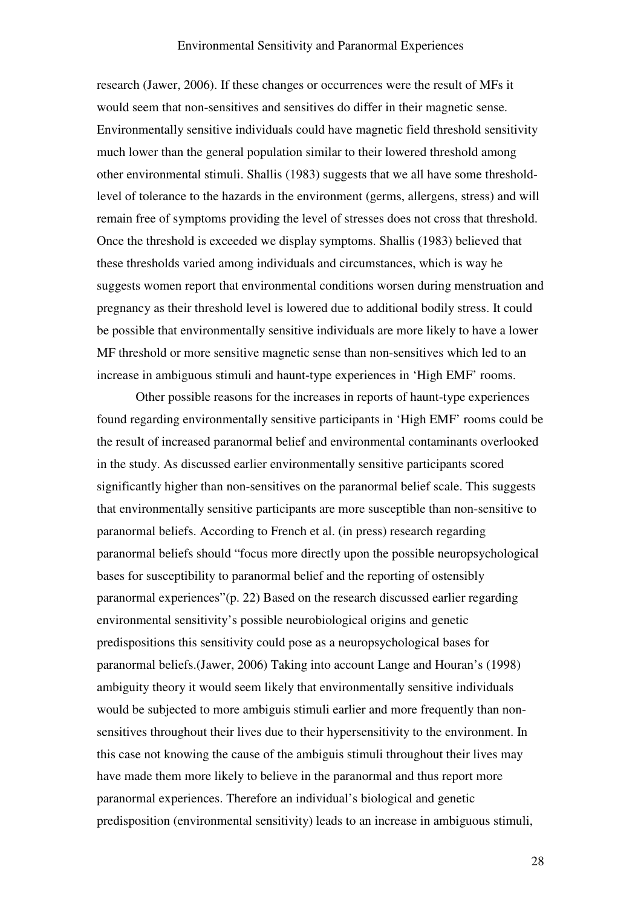research (Jawer, 2006). If these changes or occurrences were the result of MFs it would seem that non-sensitives and sensitives do differ in their magnetic sense. Environmentally sensitive individuals could have magnetic field threshold sensitivity much lower than the general population similar to their lowered threshold among other environmental stimuli. Shallis (1983) suggests that we all have some threshold-level of tolerance to the hazards in the environment (germs, allergens, stress) and will remain free of symptoms providing the level of stresses does not cross that threshold. Once the threshold is exceeded we display symptoms. Shallis (1983) believed that these thresholds varied among individuals and circumstances, which is way he suggests women report that environmental conditions worsen during menstruation and pregnancy as their threshold level is lowered due to additional bodily stress. It could be possible that environmentally sensitive individuals are more likely to have a lower MF threshold or more sensitive magnetic sense than non-sensitives which led to an increase in ambiguous stimuli and haunt-type experiences in 'High EMF' rooms.

Other possible reasons for the increases in reports of haunt-type experiences found regarding environmentally sensitive participants in 'High EMF' rooms could be the result of increased paranormal belief and environmental contaminants overlooked in the study. As discussed earlier environmentally sensitive participants scored significantly higher than non-sensitives on the paranormal belief scale. This suggests that environmentally sensitive participants are more susceptible than non-sensitive to paranormal beliefs. According to French et al. (in press) research regarding paranormal beliefs should "focus more directly upon the possible neuropsychological bases for susceptibility to paranormal belief and the reporting of ostensibly paranormal experiences"(p. 22) Based on the research discussed earlier regarding environmental sensitivity's possible neurobiological origins and genetic predispositions this sensitivity could pose as a neuropsychological bases for paranormal beliefs.(Jawer, 2006) Taking into account Lange and Houran's (1998) ambiguity theory it would seem likely that environmentally sensitive individuals would be subjected to more ambiguis stimuli earlier and more frequently than non-sensitives throughout their lives due to their hypersensitivity to the environment. In this case not knowing the cause of the ambiguis stimuli throughout their lives may have made them more likely to believe in the paranormal and thus report more paranormal experiences. Therefore an individual's biological and genetic predisposition (environmental sensitivity) leads to an increase in ambiguous stimuli,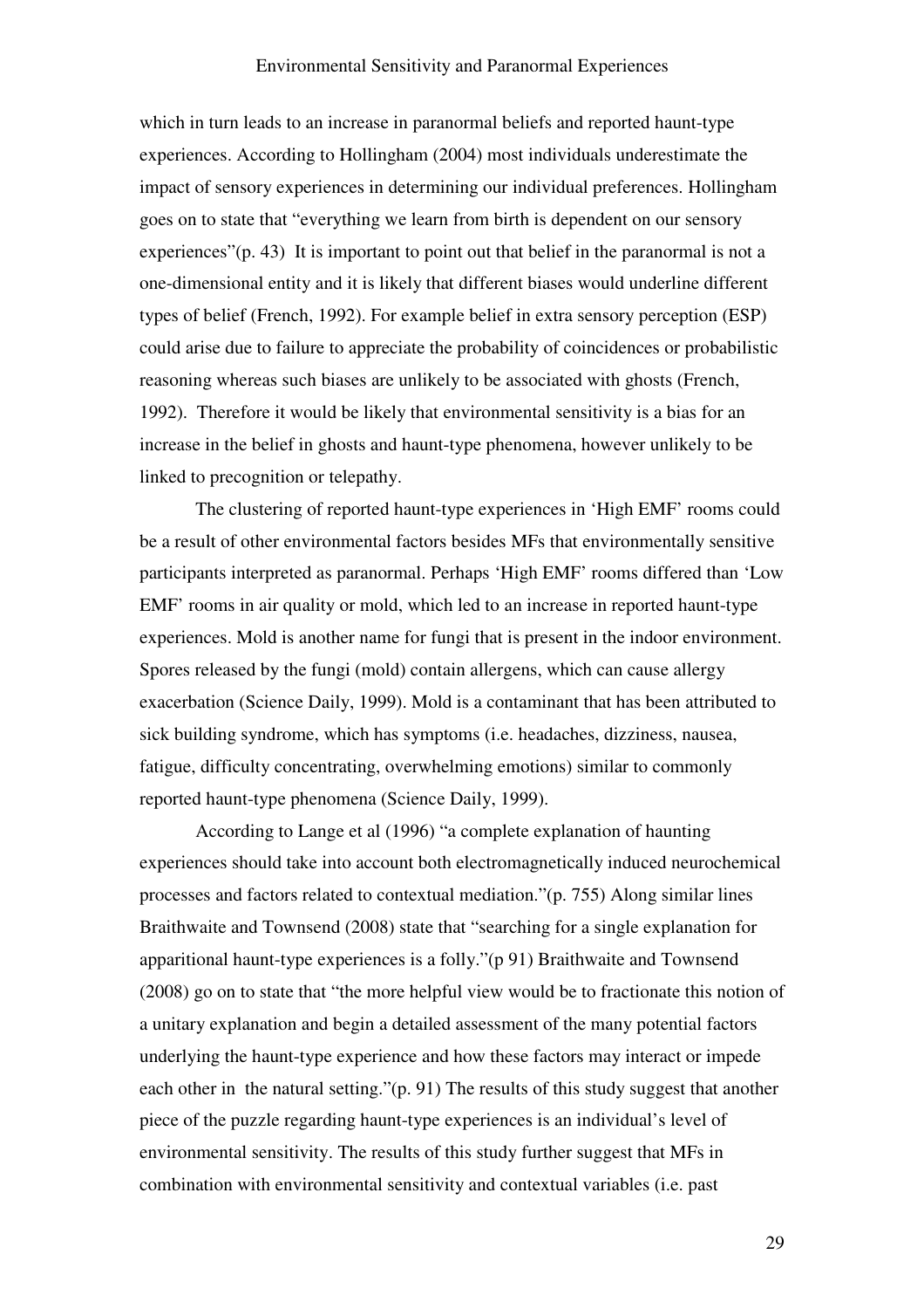which in turn leads to an increase in paranormal beliefs and reported haunt-type experiences. According to Hollingham (2004) most individuals underestimate the impact of sensory experiences in determining our individual preferences. Hollingham goes on to state that "everything we learn from birth is dependent on our sensory experiences"(p. 43) It is important to point out that belief in the paranormal is not a one-dimensional entity and it is likely that different biases would underline different types of belief (French, 1992). For example belief in extra sensory perception (ESP) could arise due to failure to appreciate the probability of coincidences or probabilistic reasoning whereas such biases are unlikely to be associated with ghosts (French, 1992). Therefore it would be likely that environmental sensitivity is a bias for an increase in the belief in ghosts and haunt-type phenomena, however unlikely to be linked to precognition or telepathy.

The clustering of reported haunt-type experiences in 'High EMF' rooms could be a result of other environmental factors besides MFs that environmentally sensitive participants interpreted as paranormal. Perhaps 'High EMF' rooms differed than 'Low EMF' rooms in air quality or mold, which led to an increase in reported haunt-type experiences. Mold is another name for fungi that is present in the indoor environment. Spores released by the fungi (mold) contain allergens, which can cause allergy exacerbation (Science Daily, 1999). Mold is a contaminant that has been attributed to sick building syndrome, which has symptoms (i.e. headaches, dizziness, nausea, fatigue, difficulty concentrating, overwhelming emotions) similar to commonly reported haunt-type phenomena (Science Daily, 1999).

According to Lange et al (1996) "a complete explanation of haunting experiences should take into account both electromagnetically induced neurochemical processes and factors related to contextual mediation."(p. 755) Along similar lines Braithwaite and Townsend (2008) state that "searching for a single explanation for apparitional haunt-type experiences is a folly."(p 91) Braithwaite and Townsend (2008) go on to state that "the more helpful view would be to fractionate this notion of a unitary explanation and begin a detailed assessment of the many potential factors underlying the haunt-type experience and how these factors may interact or impede each other in the natural setting."(p. 91) The results of this study suggest that another piece of the puzzle regarding haunt-type experiences is an individual's level of environmental sensitivity. The results of this study further suggest that MFs in combination with environmental sensitivity and contextual variables (i.e. past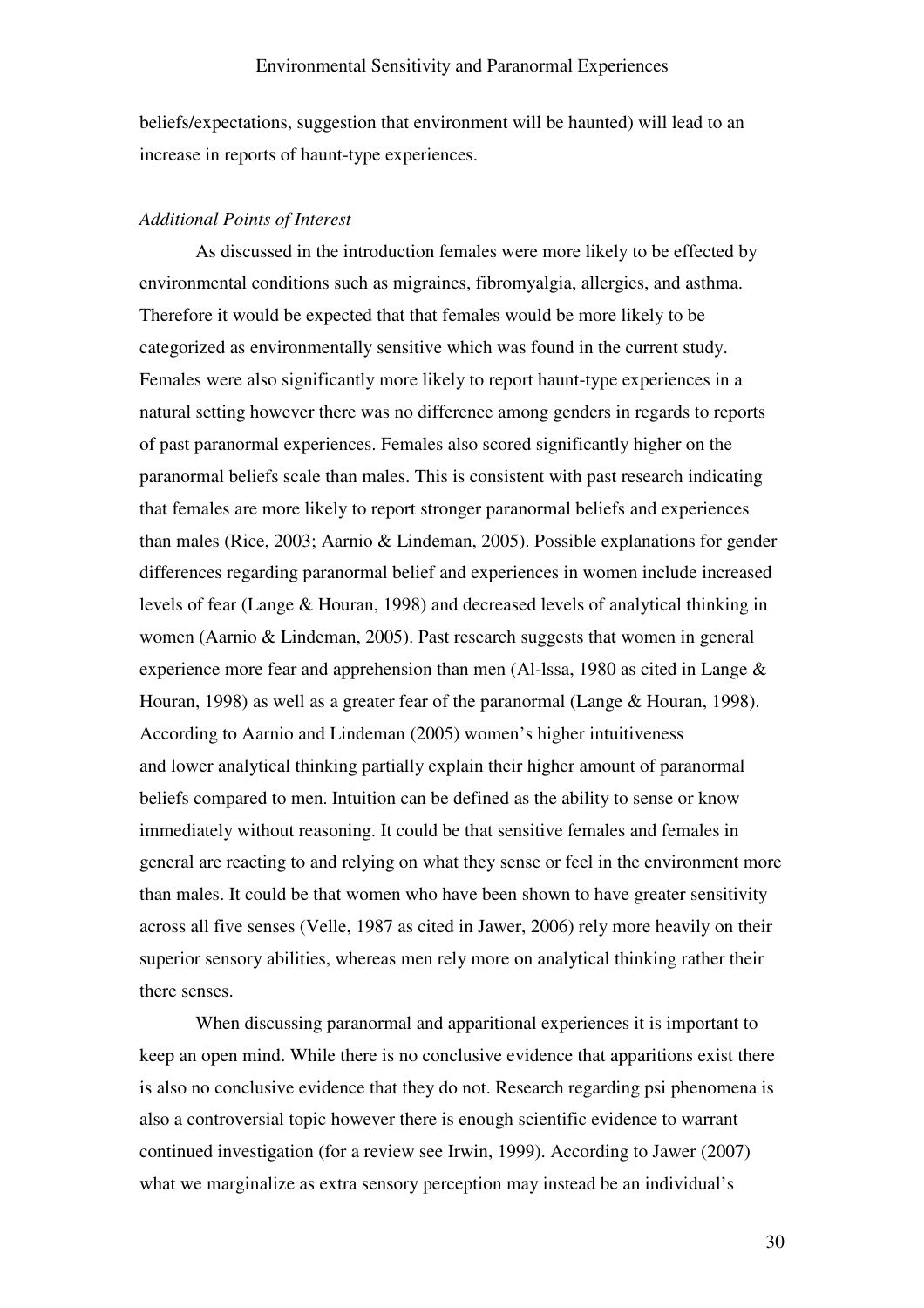beliefs/expectations, suggestion that environment will be haunted) will lead to an increase in reports of haunt-type experiences.

*Additional Points of Interest*

As discussed in the introduction females were more likely to be effected by environmental conditions such as migraines, fibromyalgia, allergies, and asthma. Therefore it would be expected that that females would be more likely to be categorized as environmentally sensitive which was found in the current study. Females were also significantly more likely to report haunt-type experiences in a natural setting however there was no difference among genders in regards to reports of past paranormal experiences. Females also scored significantly higher on the paranormal beliefs scale than males. This is consistent with past research indicating that females are more likely to report stronger paranormal beliefs and experiences than males (Rice, 2003; Aarnio & Lindeman, 2005). Possible explanations for gender differences regarding paranormal belief and experiences in women include increased levels of fear (Lange & Houran, 1998) and decreased levels of analytical thinking in women (Aarnio & Lindeman, 2005). Past research suggests that women in general experience more fear and apprehension than men (Al-lssa, 1980 as cited in Lange & Houran, 1998) as well as a greater fear of the paranormal (Lange & Houran, 1998). According to Aarnio and Lindeman (2005) women's higher intuitiveness and lower analytical thinking partially explain their higher amount of paranormal beliefs compared to men. Intuition can be defined as the ability to sense or know immediately without reasoning. It could be that sensitive females and females in general are reacting to and relying on what they sense or feel in the environment more than males. It could be that women who have been shown to have greater sensitivity across all five senses (Velle, 1987 as cited in Jawer, 2006) rely more heavily on their superior sensory abilities, whereas men rely more on analytical thinking rather their there senses.

When discussing paranormal and apparitional experiences it is important to keep an open mind. While there is no conclusive evidence that apparitions exist there is also no conclusive evidence that they do not. Research regarding psi phenomena is also a controversial topic however there is enough scientific evidence to warrant continued investigation (for a review see Irwin, 1999). According to Jawer (2007) what we marginalize as extra sensory perception may instead be an individual's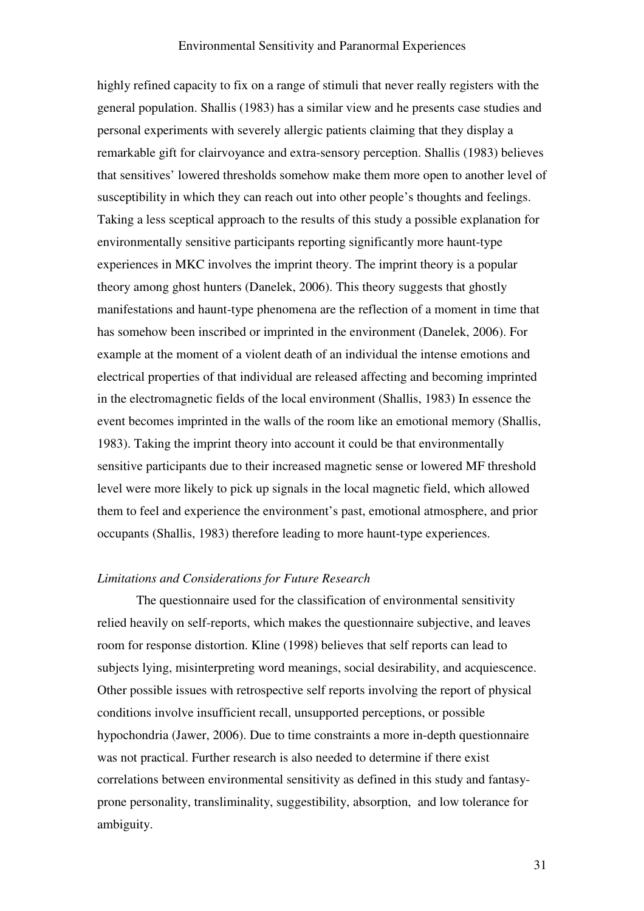highly refined capacity to fix on a range of stimuli that never really registers with the general population. Shallis (1983) has a similar view and he presents case studies and personal experiments with severely allergic patients claiming that they display a remarkable gift for clairvoyance and extra-sensory perception. Shallis (1983) believes that sensitives' lowered thresholds somehow make them more open to another level of susceptibility in which they can reach out into other people's thoughts and feelings. Taking a less sceptical approach to the results of this study a possible explanation for environmentally sensitive participants reporting significantly more haunt-type experiences in MKC involves the imprint theory. The imprint theory is a popular theory among ghost hunters (Danelek, 2006). This theory suggests that ghostly manifestations and haunt-type phenomena are the reflection of a moment in time that has somehow been inscribed or imprinted in the environment (Danelek, 2006). For example at the moment of a violent death of an individual the intense emotions and electrical properties of that individual are released affecting and becoming imprinted in the electromagnetic fields of the local environment (Shallis, 1983) In essence the event becomes imprinted in the walls of the room like an emotional memory (Shallis, 1983). Taking the imprint theory into account it could be that environmentally sensitive participants due to their increased magnetic sense or lowered MF threshold level were more likely to pick up signals in the local magnetic field, which allowed them to feel and experience the environment's past, emotional atmosphere, and prior occupants (Shallis, 1983) therefore leading to more haunt-type experiences.

*Limitations and Considerations for Future Research*

The questionnaire used for the classification of environmental sensitivity relied heavily on self-reports, which makes the questionnaire subjective, and leaves room for response distortion. Kline (1998) believes that self reports can lead to subjects lying, misinterpreting word meanings, social desirability, and acquiescence. Other possible issues with retrospective self reports involving the report of physical conditions involve insufficient recall, unsupported perceptions, or possible hypochondria (Jawer, 2006). Due to time constraints a more in-depth questionnaire was not practical. Further research is also needed to determine if there exist correlations between environmental sensitivity as defined in this study and fantasy-prone personality, transliminality, suggestibility, absorption, and low tolerance for ambiguity.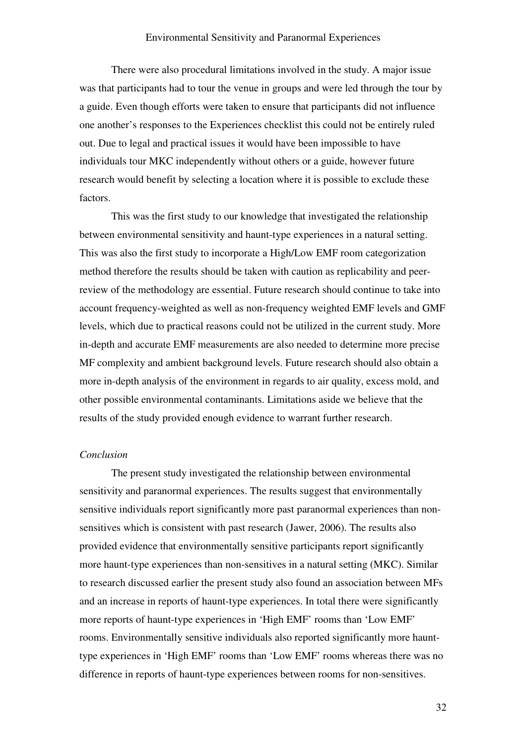There were also procedural limitations involved in the study. A major issue was that participants had to tour the venue in groups and were led through the tour by a guide. Even though efforts were taken to ensure that participants did not influence one another's responses to the Experiences checklist this could not be entirely ruled out. Due to legal and practical issues it would have been impossible to have individuals tour MKC independently without others or a guide, however future research would benefit by selecting a location where it is possible to exclude these factors.

This was the first study to our knowledge that investigated the relationship between environmental sensitivity and haunt-type experiences in a natural setting. This was also the first study to incorporate a High/Low EMF room categorization method therefore the results should be taken with caution as replicability and peer-review of the methodology are essential. Future research should continue to take into account frequency-weighted as well as non-frequency weighted EMF levels and GMF levels, which due to practical reasons could not be utilized in the current study. More in-depth and accurate EMF measurements are also needed to determine more precise MF complexity and ambient background levels. Future research should also obtain a more in-depth analysis of the environment in regards to air quality, excess mold, and other possible environmental contaminants. Limitations aside we believe that the results of the study provided enough evidence to warrant further research.

*Conclusion*

The present study investigated the relationship between environmental sensitivity and paranormal experiences. The results suggest that environmentally sensitive individuals report significantly more past paranormal experiences than non-sensitives which is consistent with past research (Jawer, 2006). The results also provided evidence that environmentally sensitive participants report significantly more haunt-type experiences than non-sensitives in a natural setting (MKC). Similar to research discussed earlier the present study also found an association between MFs and an increase in reports of haunt-type experiences. In total there were significantly more reports of haunt-type experiences in 'High EMF' rooms than 'Low EMF' rooms. Environmentally sensitive individuals also reported significantly more haunt-type experiences in 'High EMF' rooms than 'Low EMF' rooms whereas there was no difference in reports of haunt-type experiences between rooms for non-sensitives.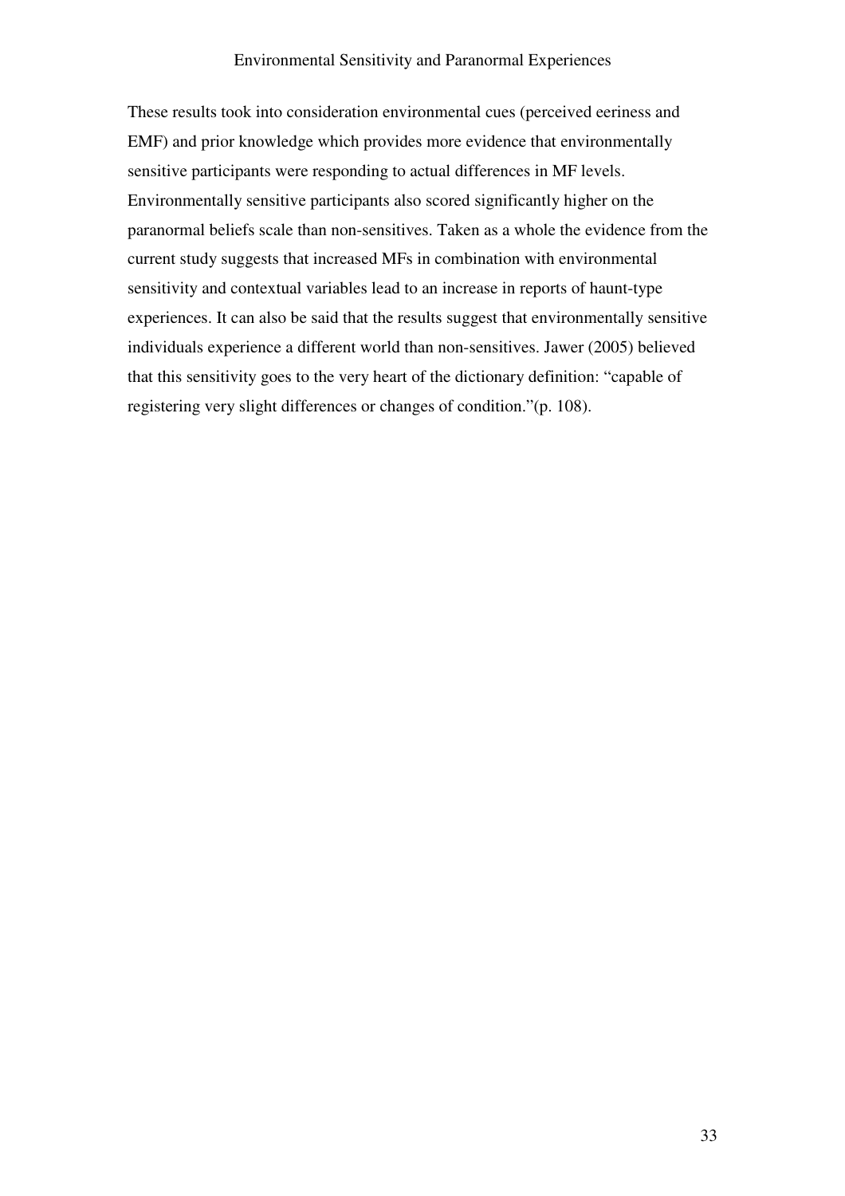These results took into consideration environmental cues (perceived eeriness and EMF) and prior knowledge which provides more evidence that environmentally sensitive participants were responding to actual differences in MF levels. Environmentally sensitive participants also scored significantly higher on the paranormal beliefs scale than non-sensitives. Taken as a whole the evidence from the current study suggests that increased MFs in combination with environmental sensitivity and contextual variables lead to an increase in reports of haunt-type experiences. It can also be said that the results suggest that environmentally sensitive individuals experience a different world than non-sensitives. Jawer (2005) believed that this sensitivity goes to the very heart of the dictionary definition: "capable of registering very slight differences or changes of condition."(p. 108).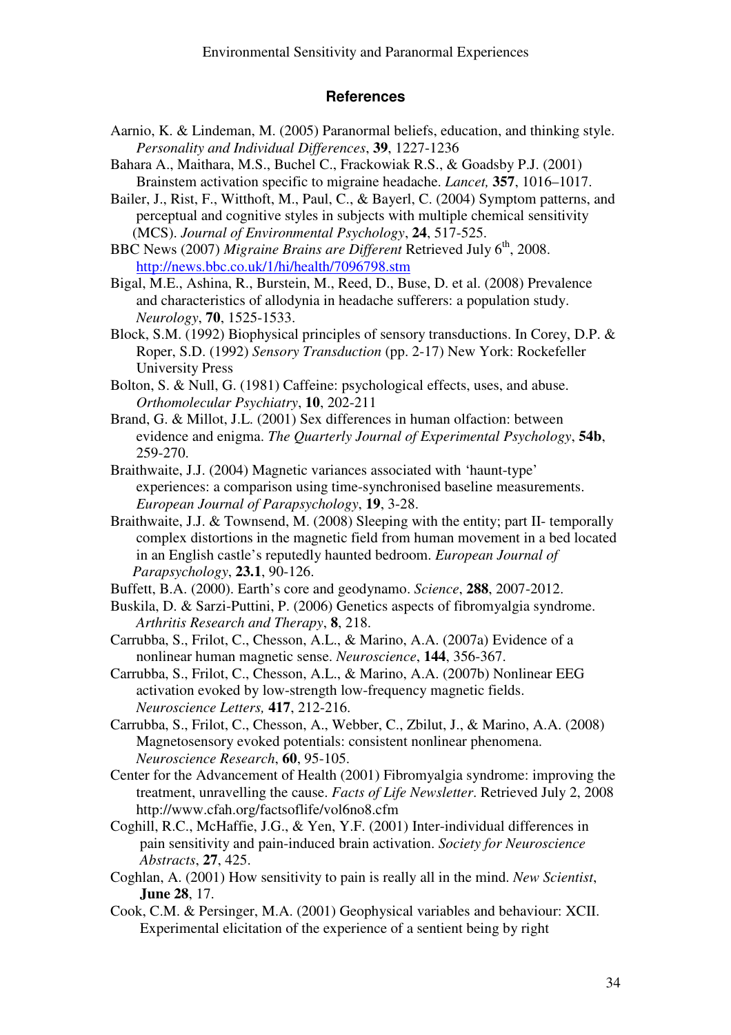## References

Aarnio, K. & Lindeman, M. (2005) Paranormal beliefs, education, and thinking style. *Personality and Individual Differences*, **39**, 1227-1236

Bahara A., Maithara, M.S., Buchel C., Frackowiak R.S., & Goadsby P.J. (2001) Brainstem activation specific to migraine headache. *Lancet,* **357**, 1016–1017.

Bailer, J., Rist, F., Witthoft, M., Paul, C., & Bayerl, C. (2004) Symptom patterns, and perceptual and cognitive styles in subjects with multiple chemical sensitivity (MCS). *Journal of Environmental Psychology*, **24**, 517-525.

BBC News (2007) *Migraine Brains are Different* Retrieved July 6th, 2008. http://news.bbc.co.uk/1/hi/health/7096798.stm

Bigal, M.E., Ashina, R., Burstein, M., Reed, D., Buse, D. et al. (2008) Prevalence and characteristics of allodynia in headache sufferers: a population study. *Neurology*, **70**, 1525-1533.

Block, S.M. (1992) Biophysical principles of sensory transductions. In Corey, D.P. & Roper, S.D. (1992) *Sensory Transduction* (pp. 2-17) New York: Rockefeller University Press

Bolton, S. & Null, G. (1981) Caffeine: psychological effects, uses, and abuse. *Orthomolecular Psychiatry*, **10**, 202-211

Brand, G. & Millot, J.L. (2001) Sex differences in human olfaction: between evidence and enigma. *The Quarterly Journal of Experimental Psychology*, **54b**, 259-270.

Braithwaite, J.J. (2004) Magnetic variances associated with 'haunt-type' experiences: a comparison using time-synchronised baseline measurements. *European Journal of Parapsychology*, **19**, 3-28.

Braithwaite, J.J. & Townsend, M. (2008) Sleeping with the entity; part II- temporally complex distortions in the magnetic field from human movement in a bed located in an English castle's reputedly haunted bedroom. *European Journal of Parapsychology*, **23.1**, 90-126.

Buffett, B.A. (2000). Earth's core and geodynamo. *Science*, **288**, 2007-2012.

Buskila, D. & Sarzi-Puttini, P. (2006) Genetics aspects of fibromyalgia syndrome. *Arthritis Research and Therapy*, **8**, 218.

Carrubba, S., Frilot, C., Chesson, A.L., & Marino, A.A. (2007a) Evidence of a nonlinear human magnetic sense. *Neuroscience*, **144**, 356-367.

Carrubba, S., Frilot, C., Chesson, A.L., & Marino, A.A. (2007b) Nonlinear EEG activation evoked by low-strength low-frequency magnetic fields. *Neuroscience Letters,* **417**, 212-216.

Carrubba, S., Frilot, C., Chesson, A., Webber, C., Zbilut, J., & Marino, A.A. (2008) Magnetosensory evoked potentials: consistent nonlinear phenomena. *Neuroscience Research*, **60**, 95-105.

Center for the Advancement of Health (2001) Fibromyalgia syndrome: improving the treatment, unravelling the cause. *Facts of Life Newsletter*. Retrieved July 2, 2008 http://www.cfah.org/factsoflife/vol6no8.cfm

Coghill, R.C., McHaffie, J.G., & Yen, Y.F. (2001) Inter-individual differences in pain sensitivity and pain-induced brain activation. *Society for Neuroscience Abstracts*, **27**, 425.

Coghlan, A. (2001) How sensitivity to pain is really all in the mind. *New Scientist*, **June 28**, 17.

Cook, C.M. & Persinger, M.A. (2001) Geophysical variables and behaviour: XCII. Experimental elicitation of the experience of a sentient being by right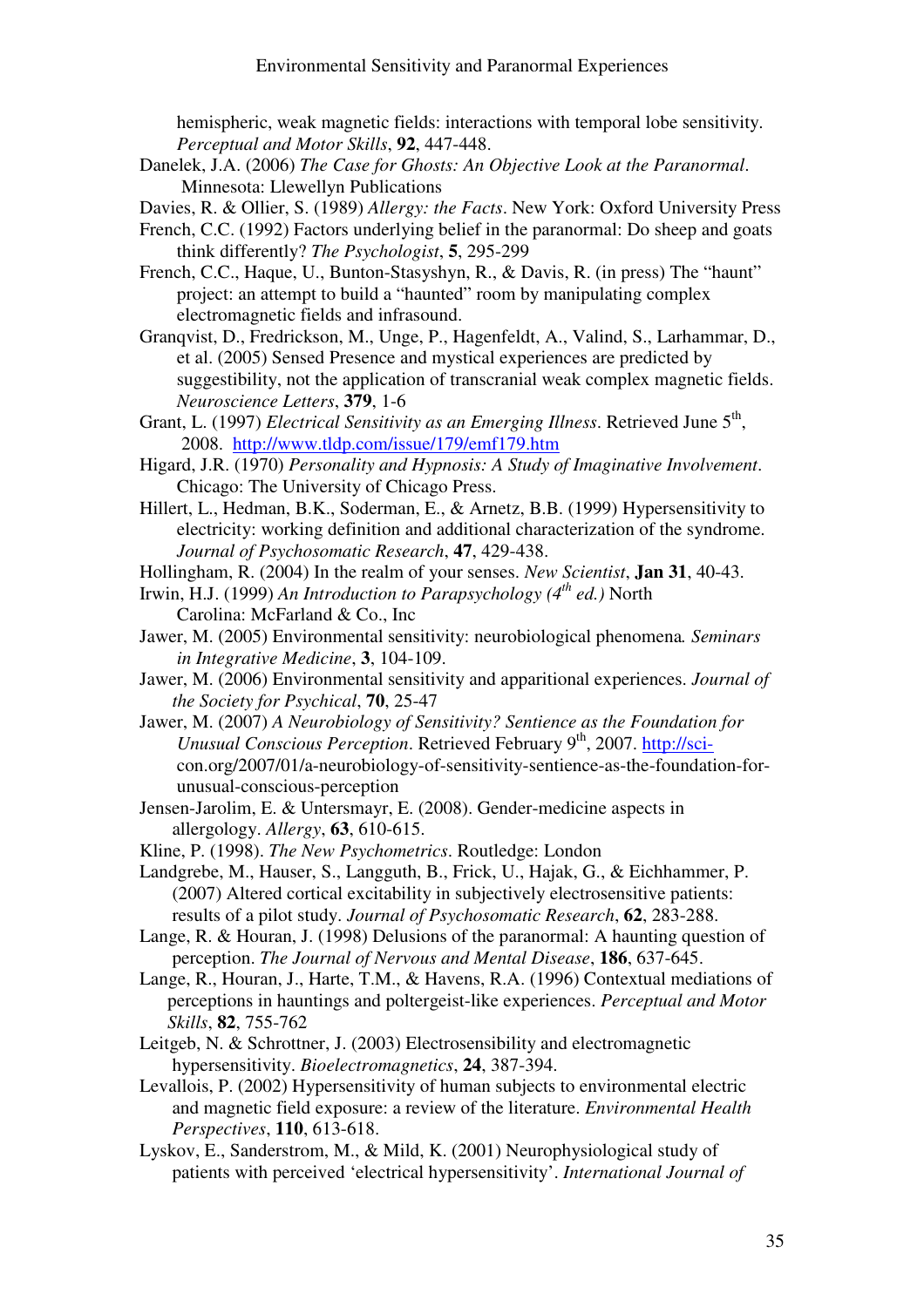hemispheric, weak magnetic fields: interactions with temporal lobe sensitivity. *Perceptual and Motor Skills*, **92**, 447-448.

Danelek, J.A. (2006) *The Case for Ghosts: An Objective Look at the Paranormal*. Minnesota: Llewellyn Publications

Davies, R. & Ollier, S. (1989) *Allergy: the Facts*. New York: Oxford University Press

French, C.C. (1992) Factors underlying belief in the paranormal: Do sheep and goats think differently? *The Psychologist*, **5**, 295-299

French, C.C., Haque, U., Bunton-Stasyshyn, R., & Davis, R. (in press) The "haunt" project: an attempt to build a "haunted" room by manipulating complex electromagnetic fields and infrasound.

Granqvist, D., Fredrickson, M., Unge, P., Hagenfeldt, A., Valind, S., Larhammar, D., et al. (2005) Sensed Presence and mystical experiences are predicted by suggestibility, not the application of transcranial weak complex magnetic fields. *Neuroscience Letters*, **379**, 1-6

Grant, L. (1997) *Electrical Sensitivity as an Emerging Illness*. Retrieved June 5th, 2008. http://www.tldp.com/issue/179/emf179.htm

Higard, J.R. (1970) *Personality and Hypnosis: A Study of Imaginative Involvement*. Chicago: The University of Chicago Press.

Hillert, L., Hedman, B.K., Soderman, E., & Arnetz, B.B. (1999) Hypersensitivity to electricity: working definition and additional characterization of the syndrome. *Journal of Psychosomatic Research*, **47**, 429-438.

Hollingham, R. (2004) In the realm of your senses. *New Scientist*, **Jan 31**, 40-43.

Irwin, H.J. (1999) *An Introduction to Parapsychology (4th ed.)* North Carolina: McFarland & Co., Inc

Jawer, M. (2005) Environmental sensitivity: neurobiological phenomena. *Seminars in Integrative Medicine*, **3**, 104-109.

Jawer, M. (2006) Environmental sensitivity and apparitional experiences. *Journal of the Society for Psychical*, **70**, 25-47

Jawer, M. (2007) *A Neurobiology of Sensitivity? Sentience as the Foundation for Unusual Conscious Perception*. Retrieved February 9th, 2007. http://sci-con.org/2007/01/a-neurobiology-of-sensitivity-sentience-as-the-foundation-for-unusual-conscious-perception

Jensen-Jarolim, E. & Untersmayr, E. (2008). Gender-medicine aspects in allergology. *Allergy*, **63**, 610-615.

Kline, P. (1998). *The New Psychometrics*. Routledge: London

Landgrebe, M., Hauser, S., Langguth, B., Frick, U., Hajak, G., & Eichhammer, P. (2007) Altered cortical excitability in subjectively electrosensitive patients: results of a pilot study. *Journal of Psychosomatic Research*, **62**, 283-288.

Lange, R. & Houran, J. (1998) Delusions of the paranormal: A haunting question of perception. *The Journal of Nervous and Mental Disease*, **186**, 637-645.

Lange, R., Houran, J., Harte, T.M., & Havens, R.A. (1996) Contextual mediations of perceptions in hauntings and poltergeist-like experiences. *Perceptual and Motor Skills*, **82**, 755-762

Leitgeb, N. & Schrottner, J. (2003) Electrosensibility and electromagnetic hypersensitivity. *Bioelectromagnetics*, **24**, 387-394.

Levallois, P. (2002) Hypersensitivity of human subjects to environmental electric and magnetic field exposure: a review of the literature. *Environmental Health Perspectives*, **110**, 613-618.

Lyskov, E., Sanderstrom, M., & Mild, K. (2001) Neurophysiological study of patients with perceived 'electrical hypersensitivity'. *International Journal of*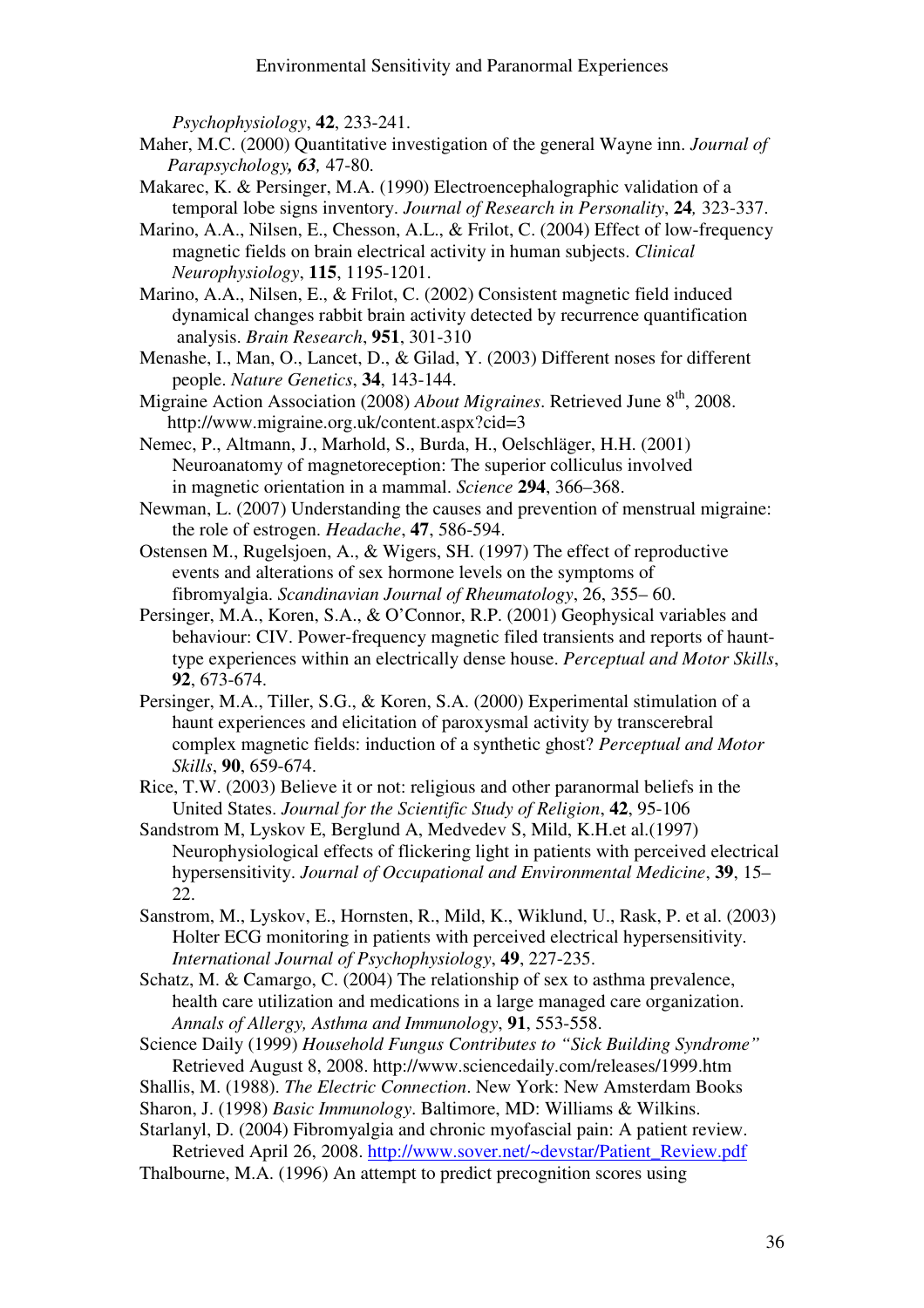*Psychophysiology*, **42**, 233-241.

Maher, M.C. (2000) Quantitative investigation of the general Wayne inn. *Journal of Parapsychology, **63**,* 47-80.

Makarec, K. & Persinger, M.A. (1990) Electroencephalographic validation of a temporal lobe signs inventory. *Journal of Research in Personality*, **24***,* 323-337.

Marino, A.A., Nilsen, E., Chesson, A.L., & Frilot, C. (2004) Effect of low-frequency magnetic fields on brain electrical activity in human subjects. *Clinical Neurophysiology*, **115**, 1195-1201.

Marino, A.A., Nilsen, E., & Frilot, C. (2002) Consistent magnetic field induced dynamical changes rabbit brain activity detected by recurrence quantification analysis. *Brain Research*, **951**, 301-310

Menashe, I., Man, O., Lancet, D., & Gilad, Y. (2003) Different noses for different people. *Nature Genetics*, **34**, 143-144.

Migraine Action Association (2008) *About Migraines*. Retrieved June 8th, 2008. http://www.migraine.org.uk/content.aspx?cid=3

Nemec, P., Altmann, J., Marhold, S., Burda, H., Oelschläger, H.H. (2001) Neuroanatomy of magnetoreception: The superior colliculus involved in magnetic orientation in a mammal. *Science* **294**, 366–368.

Newman, L. (2007) Understanding the causes and prevention of menstrual migraine: the role of estrogen. *Headache*, **47**, 586-594.

Ostensen M., Rugelsjoen, A., & Wigers, SH. (1997) The effect of reproductive events and alterations of sex hormone levels on the symptoms of fibromyalgia. *Scandinavian Journal of Rheumatology*, 26, 355– 60.

Persinger, M.A., Koren, S.A., & O'Connor, R.P. (2001) Geophysical variables and behaviour: CIV. Power-frequency magnetic filed transients and reports of haunt-type experiences within an electrically dense house. *Perceptual and Motor Skills*, **92**, 673-674.

Persinger, M.A., Tiller, S.G., & Koren, S.A. (2000) Experimental stimulation of a haunt experiences and elicitation of paroxysmal activity by transcerebral complex magnetic fields: induction of a synthetic ghost? *Perceptual and Motor Skills*, **90**, 659-674.

Rice, T.W. (2003) Believe it or not: religious and other paranormal beliefs in the United States. *Journal for the Scientific Study of Religion*, **42**, 95-106

Sandstrom M, Lyskov E, Berglund A, Medvedev S, Mild, K.H.et al.(1997) Neurophysiological effects of flickering light in patients with perceived electrical hypersensitivity. *Journal of Occupational and Environmental Medicine*, **39**, 15–22.

Sanstrom, M., Lyskov, E., Hornsten, R., Mild, K., Wiklund, U., Rask, P. et al. (2003) Holter ECG monitoring in patients with perceived electrical hypersensitivity. *International Journal of Psychophysiology*, **49**, 227-235.

Schatz, M. & Camargo, C. (2004) The relationship of sex to asthma prevalence, health care utilization and medications in a large managed care organization. *Annals of Allergy, Asthma and Immunology*, **91**, 553-558.

Science Daily (1999) *Household Fungus Contributes to "Sick Building Syndrome"* Retrieved August 8, 2008. http://www.sciencedaily.com/releases/1999.htm

Shallis, M. (1988). *The Electric Connection*. New York: New Amsterdam Books

Sharon, J. (1998) *Basic Immunology*. Baltimore, MD: Williams & Wilkins.

Starlanyl, D. (2004) Fibromyalgia and chronic myofascial pain: A patient review. Retrieved April 26, 2008. http://www.sover.net/~devstar/Patient_Review.pdf

Thalbourne, M.A. (1996) An attempt to predict precognition scores using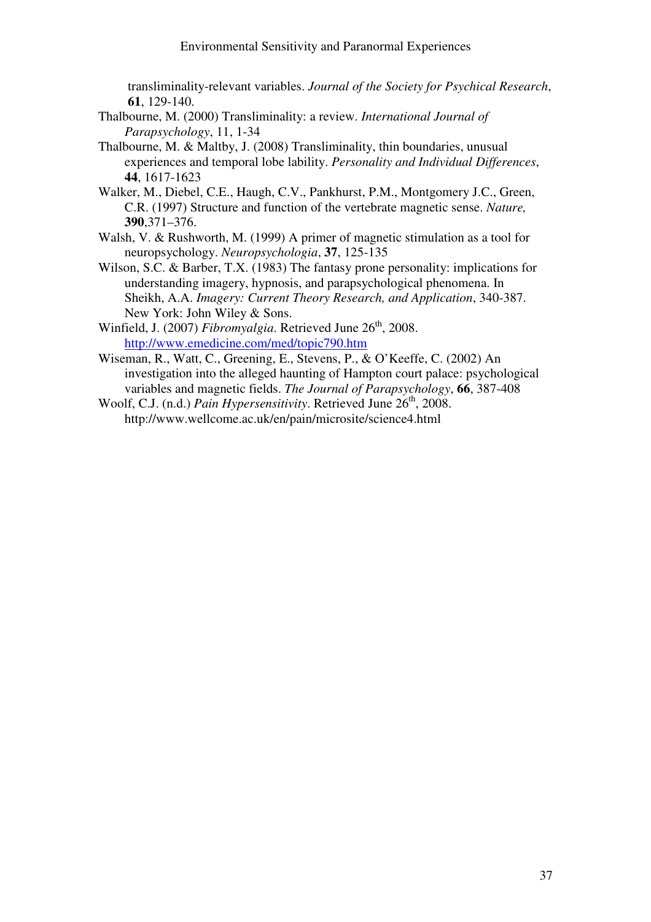transliminality-relevant variables. *Journal of the Society for Psychical Research*, **61**, 129-140.

Thalbourne, M. (2000) Transliminality: a review. *International Journal of Parapsychology*, 11, 1-34

Thalbourne, M. & Maltby, J. (2008) Transliminality, thin boundaries, unusual experiences and temporal lobe lability. *Personality and Individual Differences*, **44**, 1617-1623

Walker, M., Diebel, C.E., Haugh, C.V., Pankhurst, P.M., Montgomery J.C., Green, C.R. (1997) Structure and function of the vertebrate magnetic sense. *Nature,* **390**,371–376.

Walsh, V. & Rushworth, M. (1999) A primer of magnetic stimulation as a tool for neuropsychology. *Neuropsychologia*, **37**, 125-135

Wilson, S.C. & Barber, T.X. (1983) The fantasy prone personality: implications for understanding imagery, hypnosis, and parapsychological phenomena. In Sheikh, A.A. *Imagery: Current Theory Research, and Application*, 340-387. New York: John Wiley & Sons.

Winfield, J. (2007) *Fibromyalgia*. Retrieved June 26th, 2008. http://www.emedicine.com/med/topic790.htm

Wiseman, R., Watt, C., Greening, E., Stevens, P., & O'Keeffe, C. (2002) An investigation into the alleged haunting of Hampton court palace: psychological variables and magnetic fields. *The Journal of Parapsychology*, **66**, 387-408

Woolf, C.J. (n.d.) *Pain Hypersensitivity*. Retrieved June 26th, 2008. http://www.wellcome.ac.uk/en/pain/microsite/science4.html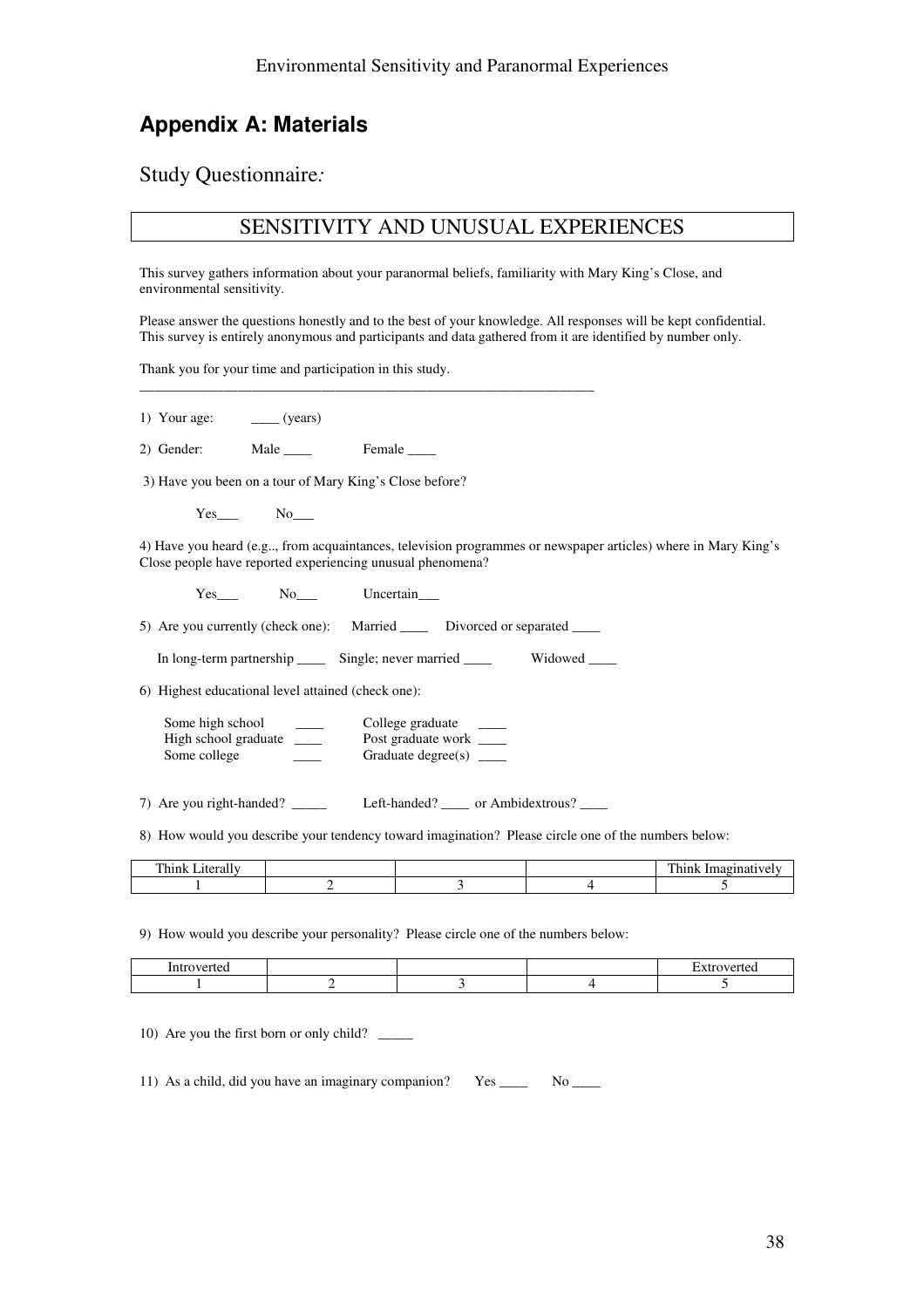## Appendix A: Materials

Study Questionnaire*:*

### SENSITIVITY AND UNUSUAL EXPERIENCES

This survey gathers information about your paranormal beliefs, familiarity with Mary King's Close, and environmental sensitivity.

Please answer the questions honestly and to the best of your knowledge. All responses will be kept confidential. This survey is entirely anonymous and participants and data gathered from it are identified by number only.

Thank you for your time and participation in this study.

---

1) Your age: ____ (years)

2) Gender: Male ____ Female ____

3) Have you been on a tour of Mary King's Close before?

Yes___ No___

4) Have you heard (e.g.., from acquaintances, television programmes or newspaper articles) where in Mary King's Close people have reported experiencing unusual phenomena?

Yes___ No___ Uncertain___

5) Are you currently (check one): Married ____ Divorced or separated ____

In long-term partnership ____ Single; never married ____ Widowed ____

6) Highest educational level attained (check one):

Some high school ____ College graduate ____
High school graduate ____ Post graduate work ____
Some college ____ Graduate degree(s) ____

7) Are you right-handed? _____ Left-handed? ____ or Ambidextrous? ____

8) How would you describe your tendency toward imagination? Please circle one of the numbers below:

| Think Literally | | | | Think Imaginatively |
|---|---|---|---|---|
| 1 | 2 | 3 | 4 | 5 |

9) How would you describe your personality? Please circle one of the numbers below:

| Introverted | | | | Extroverted |
|---|---|---|---|---|
| 1 | 2 | 3 | 4 | 5 |

10) Are you the first born or only child? _____

11) As a child, did you have an imaginary companion? Yes ____ No ____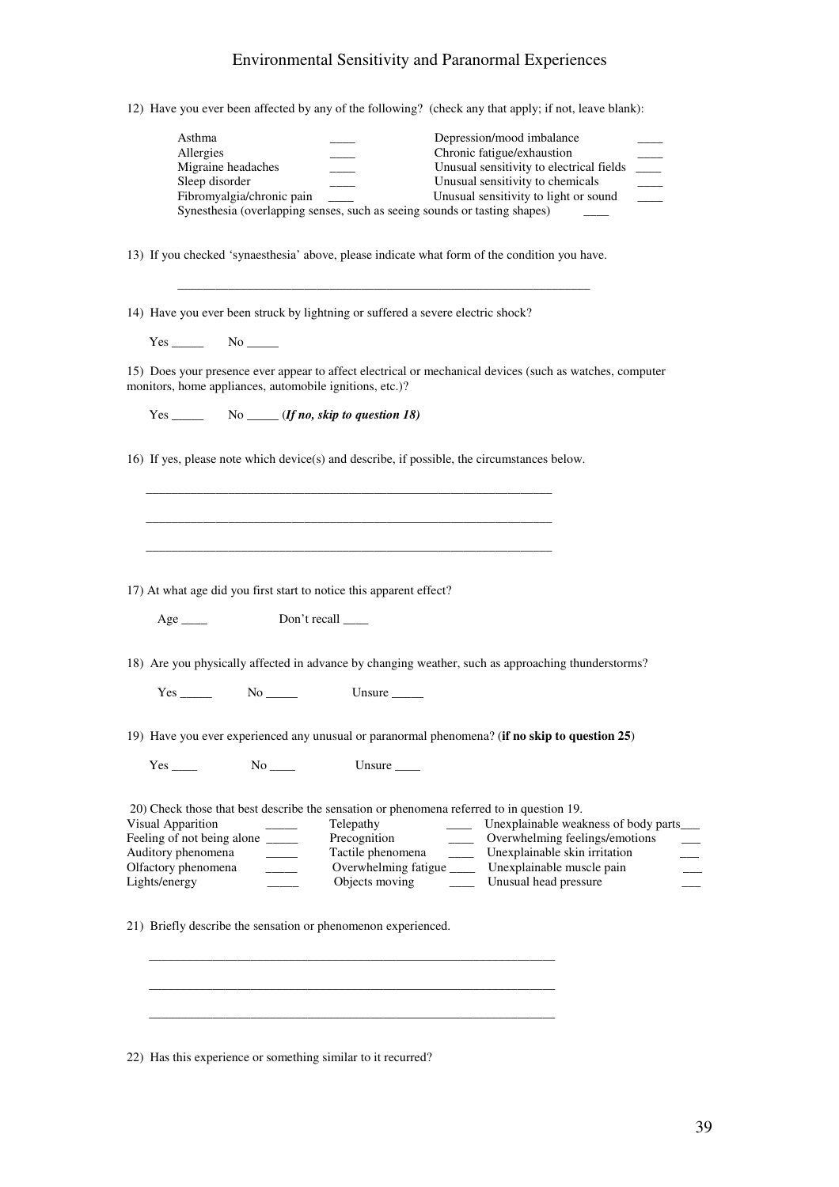12) Have you ever been affected by any of the following? (check any that apply; if not, leave blank):

| | | | |
|---|---|---|---|
| Asthma | ____ | Depression/mood imbalance | ____ |
| Allergies | ____ | Chronic fatigue/exhaustion | ____ |
| Migraine headaches | ____ | Unusual sensitivity to electrical fields | ____ |
| Sleep disorder | ____ | Unusual sensitivity to chemicals | ____ |
| Fibromyalgia/chronic pain | ____ | Unusual sensitivity to light or sound | ____ |

Synesthesia (overlapping senses, such as seeing sounds or tasting shapes) ____

13) If you checked 'synaesthesia' above, please indicate what form of the condition you have.

_______________________________________________________________

14) Have you ever been struck by lightning or suffered a severe electric shock?

Yes _____ No _____

15) Does your presence ever appear to affect electrical or mechanical devices (such as watches, computer monitors, home appliances, automobile ignitions, etc.)?

Yes _____ No _____ (***If no, skip to question 18***)

16) If yes, please note which device(s) and describe, if possible, the circumstances below.

_______________________________________________________________

_______________________________________________________________

_______________________________________________________________

17) At what age did you first start to notice this apparent effect?

Age ____ Don't recall ____

18) Are you physically affected in advance by changing weather, such as approaching thunderstorms?

Yes _____ No _____ Unsure _____

19) Have you ever experienced any unusual or paranormal phenomena? (**if no skip to question 25**)

Yes ____ No ____ Unsure ____

20) Check those that best describe the sensation or phenomena referred to in question 19.

| | | | | | |
|---|---|---|---|---|---|
| Visual Apparition | _____ | Telepathy | ____ | Unexplainable weakness of body parts | ___ |
| Feeling of not being alone | _____ | Precognition | ____ | Overwhelming feelings/emotions | ___ |
| Auditory phenomena | _____ | Tactile phenomena | ____ | Unexplainable skin irritation | ___ |
| Olfactory phenomena | _____ | Overwhelming fatigue | ____ | Unexplainable muscle pain | ___ |
| Lights/energy | _____ | Objects moving | ____ | Unusual head pressure | ___ |

21) Briefly describe the sensation or phenomenon experienced.

_______________________________________________________________

_______________________________________________________________

_______________________________________________________________

22) Has this experience or something similar to it recurred?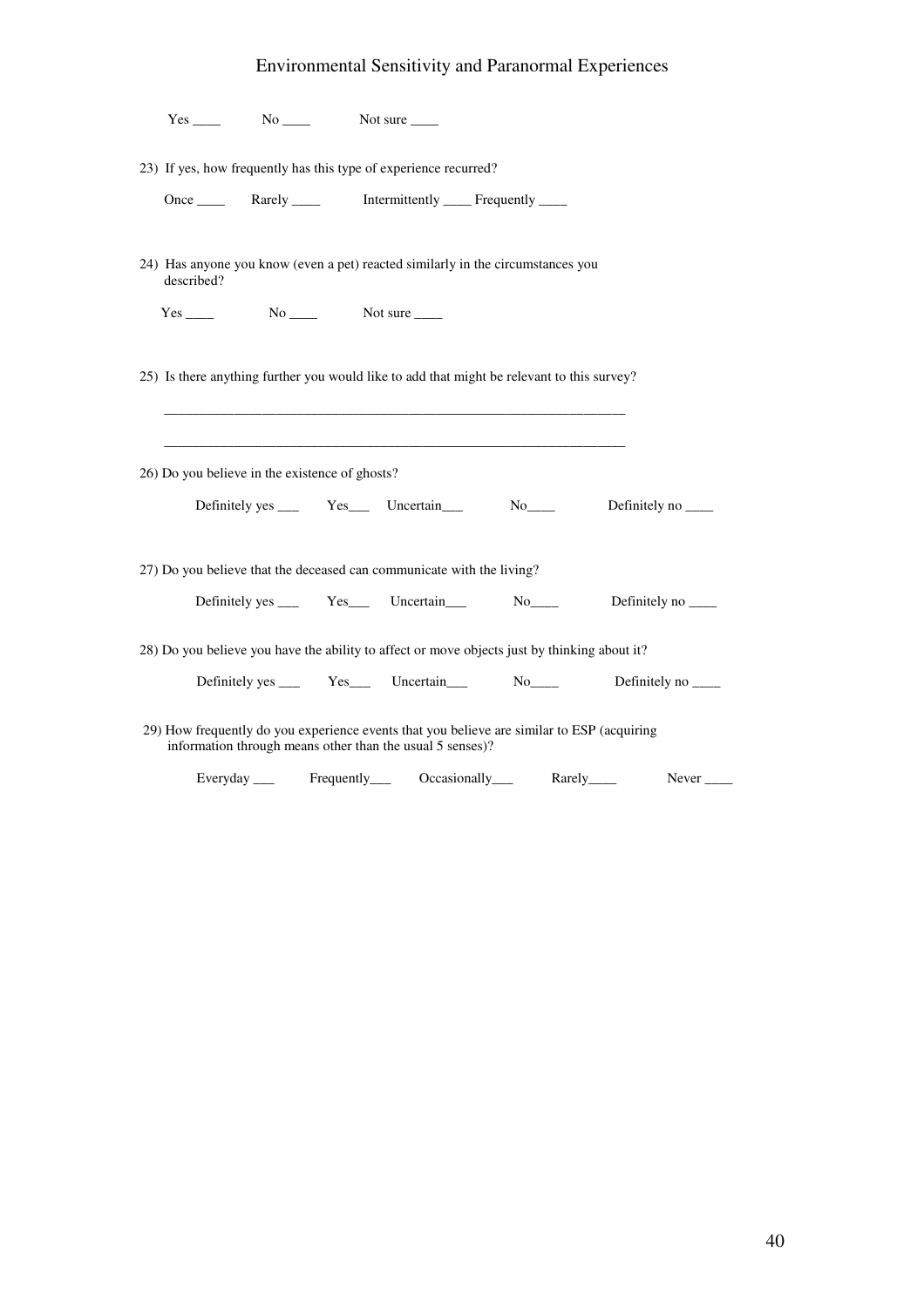Yes ____ No ____ Not sure ____

23) If yes, how frequently has this type of experience recurred?

Once ____ Rarely ____ Intermittently ____ Frequently ____

24) Has anyone you know (even a pet) reacted similarly in the circumstances you described?

Yes ____ No ____ Not sure ____

25) Is there anything further you would like to add that might be relevant to this survey?

_________________________________________________________________

_________________________________________________________________

26) Do you believe in the existence of ghosts?

Definitely yes ___ Yes___ Uncertain___ No____ Definitely no ____

27) Do you believe that the deceased can communicate with the living?

Definitely yes ___ Yes___ Uncertain___ No____ Definitely no ____

28) Do you believe you have the ability to affect or move objects just by thinking about it?

Definitely yes ___ Yes___ Uncertain___ No____ Definitely no ____

29) How frequently do you experience events that you believe are similar to ESP (acquiring information through means other than the usual 5 senses)?

Everyday ___ Frequently___ Occasionally___ Rarely____ Never ____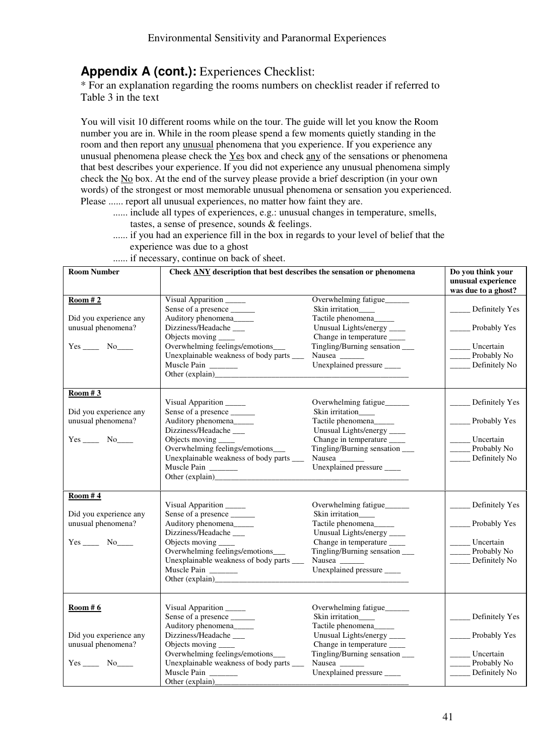## **Appendix A (cont.):** Experiences Checklist:

* For an explanation regarding the rooms numbers on checklist reader if referred to Table 3 in the text

You will visit 10 different rooms while on the tour. The guide will let you know the Room number you are in. While in the room please spend a few moments quietly standing in the room and then report any <u>unusual</u> phenomena that you experience. If you experience any unusual phenomena please check the <u>Yes</u> box and check <u>any</u> of the sensations or phenomena that best describes your experience. If you did not experience any unusual phenomena simply check the <u>No</u> box. At the end of the survey please provide a brief description (in your own words) of the strongest or most memorable unusual phenomena or sensation you experienced. Please ...... report all unusual experiences, no matter how faint they are.

- ...... include all types of experiences, e.g.: unusual changes in temperature, smells, tastes, a sense of presence, sounds & feelings.
- ...... if you had an experience fill in the box in regards to your level of belief that the experience was due to a ghost
- ...... if necessary, continue on back of sheet.

| Room Number | Check ANY description that best describes the sensation or phenomena | | Do you think your unusual experience was due to a ghost? |
|---|---|---|---|
| **Room # 2**<br><br>Did you experience any unusual phenomena?<br><br>Yes ____ No____ | Visual Apparition _____<br>Sense of a presence ______<br>Auditory phenomena_____<br>Dizziness/Headache ___<br>Objects moving ____<br>Overwhelming feelings/emotions___<br>Unexplainable weakness of body parts ___<br>Muscle Pain _______<br>Other (explain)________________ | Overwhelming fatigue______<br>Skin irritation____<br>Tactile phenomena_____<br>Unusual Lights/energy ____<br>Change in temperature ____<br>Tingling/Burning sensation ___<br>Nausea ______<br>Unexplained pressure ____ | _____ Definitely Yes<br>_____ Probably Yes<br>_____ Uncertain<br>_____ Probably No<br>_____ Definitely No |
| **Room # 3**<br><br>Did you experience any unusual phenomena?<br><br>Yes ____ No____ | Visual Apparition _____<br>Sense of a presence ______<br>Auditory phenomena_____<br>Dizziness/Headache ___<br>Objects moving ____<br>Overwhelming feelings/emotions___<br>Unexplainable weakness of body parts ___<br>Muscle Pain _______<br>Other (explain)________________ | Overwhelming fatigue______<br>Skin irritation____<br>Tactile phenomena_____<br>Unusual Lights/energy ____<br>Change in temperature ____<br>Tingling/Burning sensation ___<br>Nausea ______<br>Unexplained pressure ____ | _____ Definitely Yes<br>_____ Probably Yes<br>_____ Uncertain<br>_____ Probably No<br>_____ Definitely No |
| **Room # 4**<br><br>Did you experience any unusual phenomena?<br><br>Yes ____ No____ | Visual Apparition _____<br>Sense of a presence ______<br>Auditory phenomena_____<br>Dizziness/Headache ___<br>Objects moving ____<br>Overwhelming feelings/emotions___<br>Unexplainable weakness of body parts ___<br>Muscle Pain _______<br>Other (explain)________________ | Overwhelming fatigue______<br>Skin irritation____<br>Tactile phenomena_____<br>Unusual Lights/energy ____<br>Change in temperature ____<br>Tingling/Burning sensation ___<br>Nausea ______<br>Unexplained pressure ____ | _____ Definitely Yes<br>_____ Probably Yes<br>_____ Uncertain<br>_____ Probably No<br>_____ Definitely No |
| **Room # 6**<br><br>Did you experience any unusual phenomena?<br><br>Yes ____ No____ | Visual Apparition _____<br>Sense of a presence ______<br>Auditory phenomena_____<br>Dizziness/Headache ___<br>Objects moving ____<br>Overwhelming feelings/emotions___<br>Unexplainable weakness of body parts ___<br>Muscle Pain _______<br>Other (explain)________________ | Overwhelming fatigue______<br>Skin irritation____<br>Tactile phenomena_____<br>Unusual Lights/energy ____<br>Change in temperature ____<br>Tingling/Burning sensation ___<br>Nausea ______<br>Unexplained pressure ____ | _____ Definitely Yes<br>_____ Probably Yes<br>_____ Uncertain<br>_____ Probably No<br>_____ Definitely No |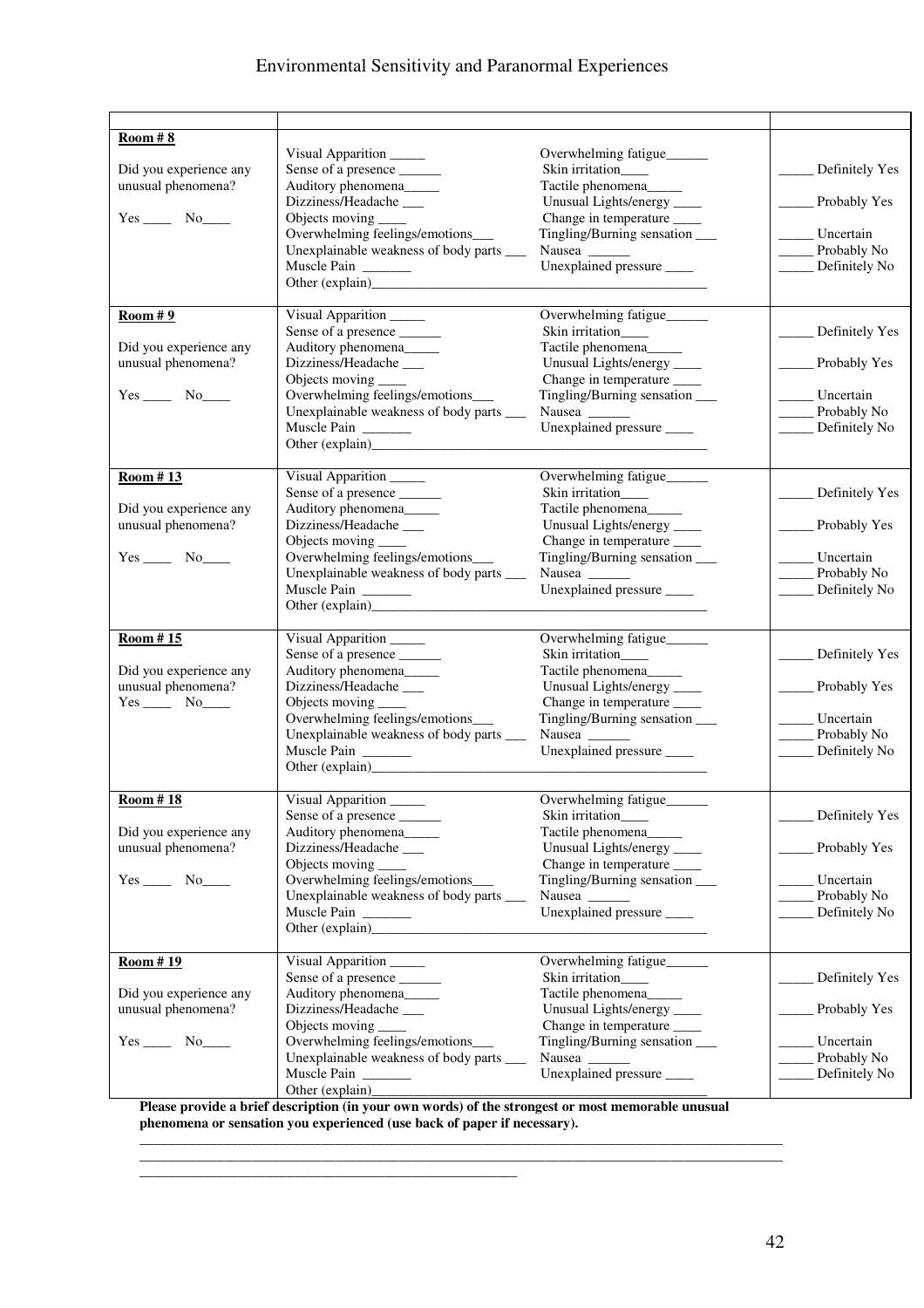| | | |
|---|---|---|
| **Room # 8**<br><br>Did you experience any unusual phenomena?<br><br>Yes ____ No____ | Visual Apparition _____<br>Sense of a presence ______<br>Auditory phenomena_____<br>Dizziness/Headache ___<br>Objects moving ____<br>Overwhelming feelings/emotions___<br>Unexplainable weakness of body parts ___<br>Muscle Pain _______<br>Overwhelming fatigue______<br>Skin irritation____<br>Tactile phenomena_____<br>Unusual Lights/energy ____<br>Change in temperature ____<br>Tingling/Burning sensation ___<br>Nausea ______<br>Unexplained pressure ____<br>Other (explain)________________________ | _____ Definitely Yes<br>_____ Probably Yes<br>_____ Uncertain<br>_____ Probably No<br>_____ Definitely No |
| **Room # 9**<br><br>Did you experience any unusual phenomena?<br><br>Yes ____ No____ | Visual Apparition _____<br>Sense of a presence ______<br>Auditory phenomena_____<br>Dizziness/Headache ___<br>Objects moving ____<br>Overwhelming feelings/emotions___<br>Unexplainable weakness of body parts ___<br>Muscle Pain _______<br>Overwhelming fatigue______<br>Skin irritation____<br>Tactile phenomena_____<br>Unusual Lights/energy ____<br>Change in temperature ____<br>Tingling/Burning sensation ___<br>Nausea ______<br>Unexplained pressure ____<br>Other (explain)________________________ | _____ Definitely Yes<br>_____ Probably Yes<br>_____ Uncertain<br>_____ Probably No<br>_____ Definitely No |
| **Room # 13**<br><br>Did you experience any unusual phenomena?<br><br>Yes ____ No____ | Visual Apparition _____<br>Sense of a presence ______<br>Auditory phenomena_____<br>Dizziness/Headache ___<br>Objects moving ____<br>Overwhelming feelings/emotions___<br>Unexplainable weakness of body parts ___<br>Muscle Pain _______<br>Overwhelming fatigue______<br>Skin irritation____<br>Tactile phenomena_____<br>Unusual Lights/energy ____<br>Change in temperature ____<br>Tingling/Burning sensation ___<br>Nausea ______<br>Unexplained pressure ____<br>Other (explain)________________________ | _____ Definitely Yes<br>_____ Probably Yes<br>_____ Uncertain<br>_____ Probably No<br>_____ Definitely No |
| **Room # 15**<br><br>Did you experience any unusual phenomena?<br>Yes ____ No____ | Visual Apparition _____<br>Sense of a presence ______<br>Auditory phenomena_____<br>Dizziness/Headache ___<br>Objects moving ____<br>Overwhelming feelings/emotions___<br>Unexplainable weakness of body parts ___<br>Muscle Pain _______<br>Overwhelming fatigue______<br>Skin irritation____<br>Tactile phenomena_____<br>Unusual Lights/energy ____<br>Change in temperature ____<br>Tingling/Burning sensation ___<br>Nausea ______<br>Unexplained pressure ____<br>Other (explain)________________________ | _____ Definitely Yes<br>_____ Probably Yes<br>_____ Uncertain<br>_____ Probably No<br>_____ Definitely No |
| **Room # 18**<br><br>Did you experience any unusual phenomena?<br><br>Yes ____ No____ | Visual Apparition _____<br>Sense of a presence ______<br>Auditory phenomena_____<br>Dizziness/Headache ___<br>Objects moving ____<br>Overwhelming feelings/emotions___<br>Unexplainable weakness of body parts ___<br>Muscle Pain _______<br>Overwhelming fatigue______<br>Skin irritation____<br>Tactile phenomena_____<br>Unusual Lights/energy ____<br>Change in temperature ____<br>Tingling/Burning sensation ___<br>Nausea ______<br>Unexplained pressure ____<br>Other (explain)________________________ | _____ Definitely Yes<br>_____ Probably Yes<br>_____ Uncertain<br>_____ Probably No<br>_____ Definitely No |
| **Room # 19**<br><br>Did you experience any unusual phenomena?<br><br>Yes ____ No____ | Visual Apparition _____<br>Sense of a presence ______<br>Auditory phenomena_____<br>Dizziness/Headache ___<br>Objects moving ____<br>Overwhelming feelings/emotions___<br>Unexplainable weakness of body parts ___<br>Muscle Pain _______<br>Overwhelming fatigue______<br>Skin irritation____<br>Tactile phenomena_____<br>Unusual Lights/energy ____<br>Change in temperature ____<br>Tingling/Burning sensation ___<br>Nausea ______<br>Unexplained pressure ____<br>Other (explain)________________________ | _____ Definitely Yes<br>_____ Probably Yes<br>_____ Uncertain<br>_____ Probably No<br>_____ Definitely No |

**Please provide a brief description (in your own words) of the strongest or most memorable unusual phenomena or sensation you experienced (use back of paper if necessary).**

____________________________________________________________________________________

____________________________________________________________________________________

____________________________________________________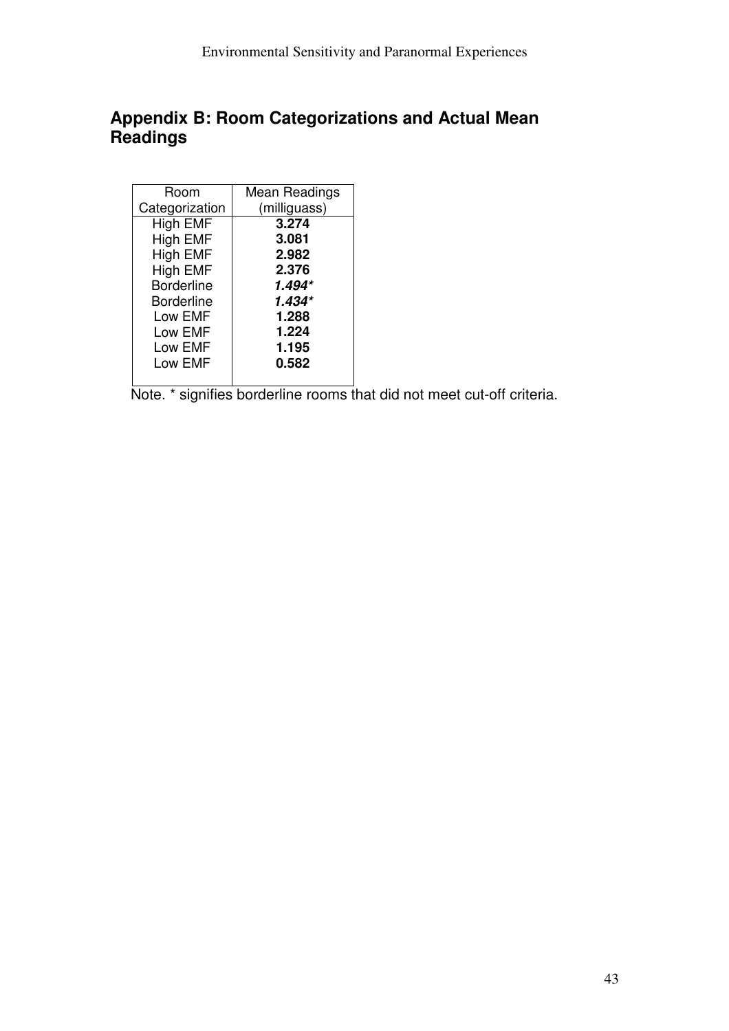## Appendix B: Room Categorizations and Actual Mean Readings

| Room Categorization | Mean Readings (milliguass) |
|---|---|
| High EMF | **3.274** |
| High EMF | **3.081** |
| High EMF | **2.982** |
| High EMF | **2.376** |
| Borderline | ***1.494**** |
| Borderline | ***1.434**** |
| Low EMF | **1.288** |
| Low EMF | **1.224** |
| Low EMF | **1.195** |
| Low EMF | **0.582** |

Note. * signifies borderline rooms that did not meet cut-off criteria.